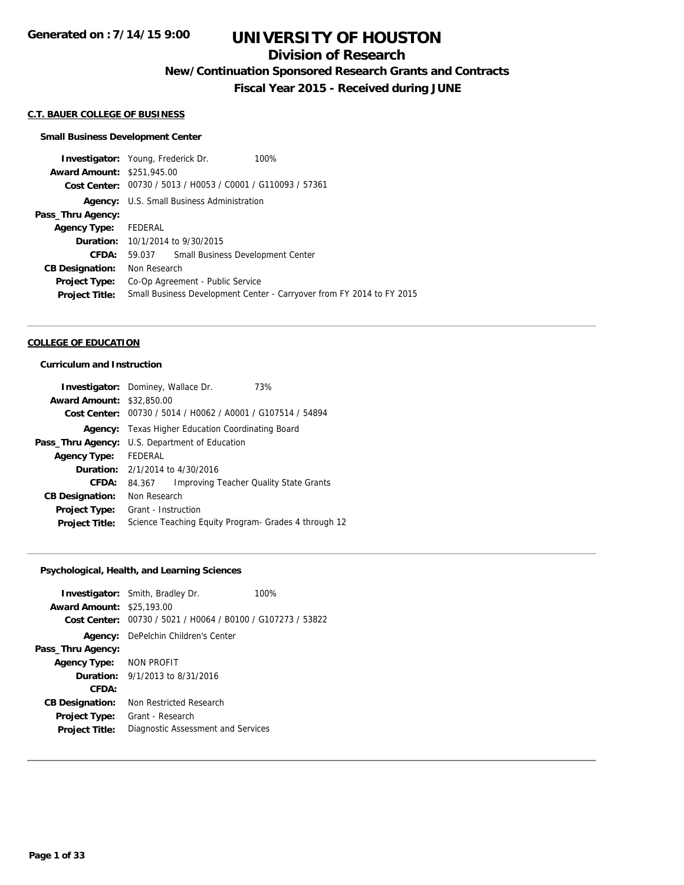Generated on : 7/14/15 9:00

# UNIVERSITY OF HOUSTON

## Division of Research

### New/Continuation Sponsored Research Grants and Contracts

### Fiscal Year 2015 - Received during JUNE

**C.T. BAUER COLLEGE OF BUSINESS**

**Small Business Development Center**

**Investigator:** Young, Frederick Dr. 100%
**Award Amount:** $251,945.00
**Cost Center:** 00730 / 5013 / H0053 / C0001 / G110093 / 57361
**Agency:** U.S. Small Business Administration
**Pass_Thru Agency:**
**Agency Type:** FEDERAL
**Duration:** 10/1/2014 to 9/30/2015
**CFDA:** 59.037 Small Business Development Center
**CB Designation:** Non Research
**Project Type:** Co-Op Agreement - Public Service
**Project Title:** Small Business Development Center - Carryover from FY 2014 to FY 2015

---

**COLLEGE OF EDUCATION**

**Curriculum and Instruction**

**Investigator:** Dominey, Wallace Dr. 73%
**Award Amount:** $32,850.00
**Cost Center:** 00730 / 5014 / H0062 / A0001 / G107514 / 54894
**Agency:** Texas Higher Education Coordinating Board
**Pass_Thru Agency:** U.S. Department of Education
**Agency Type:** FEDERAL
**Duration:** 2/1/2014 to 4/30/2016
**CFDA:** 84.367 Improving Teacher Quality State Grants
**CB Designation:** Non Research
**Project Type:** Grant - Instruction
**Project Title:** Science Teaching Equity Program- Grades 4 through 12

---

**Psychological, Health, and Learning Sciences**

**Investigator:** Smith, Bradley Dr. 100%
**Award Amount:** $25,193.00
**Cost Center:** 00730 / 5021 / H0064 / B0100 / G107273 / 53822
**Agency:** DePelchin Children's Center
**Pass_Thru Agency:**
**Agency Type:** NON PROFIT
**Duration:** 9/1/2013 to 8/31/2016
**CFDA:**
**CB Designation:** Non Restricted Research
**Project Type:** Grant - Research
**Project Title:** Diagnostic Assessment and Services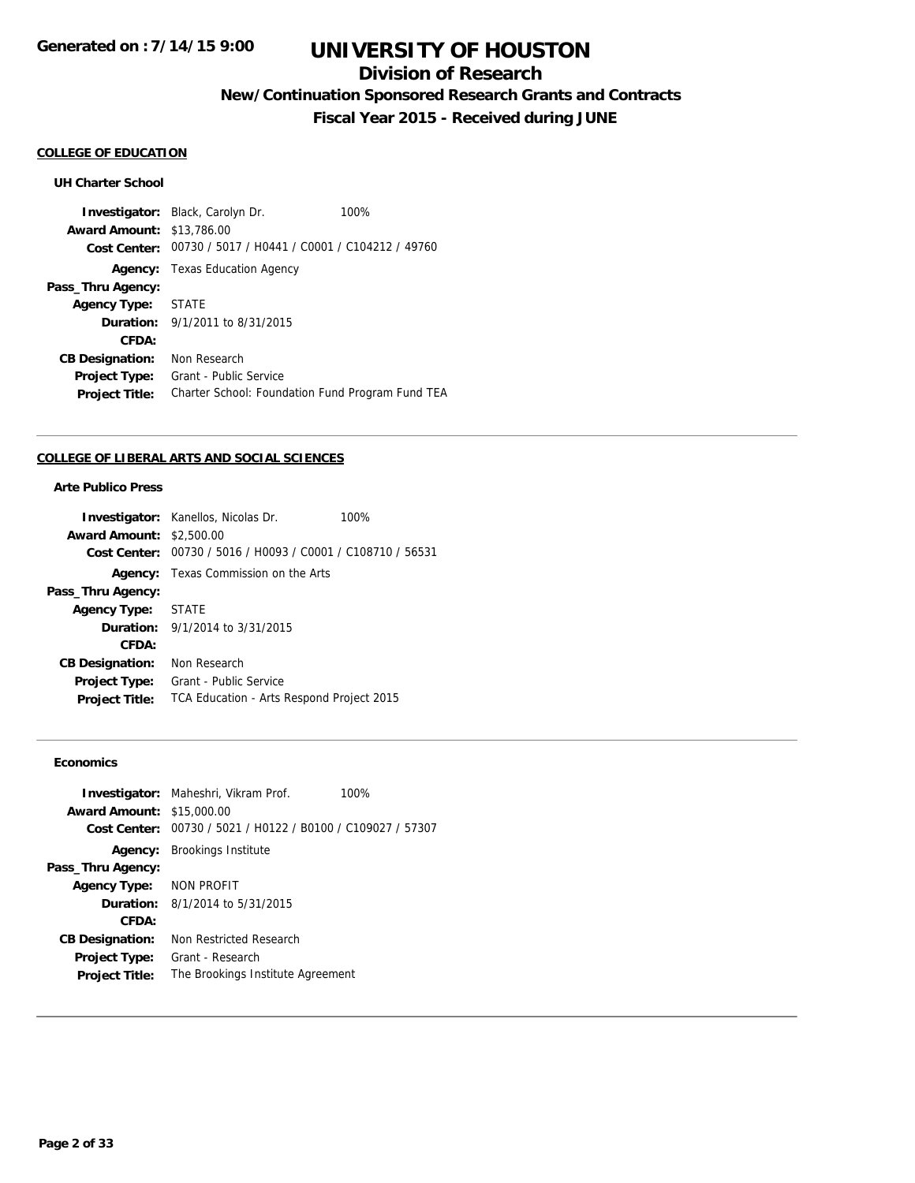## COLLEGE OF EDUCATION

### UH Charter School

**Investigator:** Black, Carolyn Dr. 100%
**Award Amount:** $13,786.00
**Cost Center:** 00730 / 5017 / H0441 / C0001 / C104212 / 49760
**Agency:** Texas Education Agency
**Pass_Thru Agency:**
**Agency Type:** STATE
**Duration:** 9/1/2011 to 8/31/2015
**CFDA:**
**CB Designation:** Non Research
**Project Type:** Grant - Public Service
**Project Title:** Charter School: Foundation Fund Program Fund TEA

---

## COLLEGE OF LIBERAL ARTS AND SOCIAL SCIENCES

### Arte Publico Press

**Investigator:** Kanellos, Nicolas Dr. 100%
**Award Amount:** $2,500.00
**Cost Center:** 00730 / 5016 / H0093 / C0001 / C108710 / 56531
**Agency:** Texas Commission on the Arts
**Pass_Thru Agency:**
**Agency Type:** STATE
**Duration:** 9/1/2014 to 3/31/2015
**CFDA:**
**CB Designation:** Non Research
**Project Type:** Grant - Public Service
**Project Title:** TCA Education - Arts Respond Project 2015

---

### Economics

**Investigator:** Maheshri, Vikram Prof. 100%
**Award Amount:** $15,000.00
**Cost Center:** 00730 / 5021 / H0122 / B0100 / C109027 / 57307
**Agency:** Brookings Institute
**Pass_Thru Agency:**
**Agency Type:** NON PROFIT
**Duration:** 8/1/2014 to 5/31/2015
**CFDA:**
**CB Designation:** Non Restricted Research
**Project Type:** Grant - Research
**Project Title:** The Brookings Institute Agreement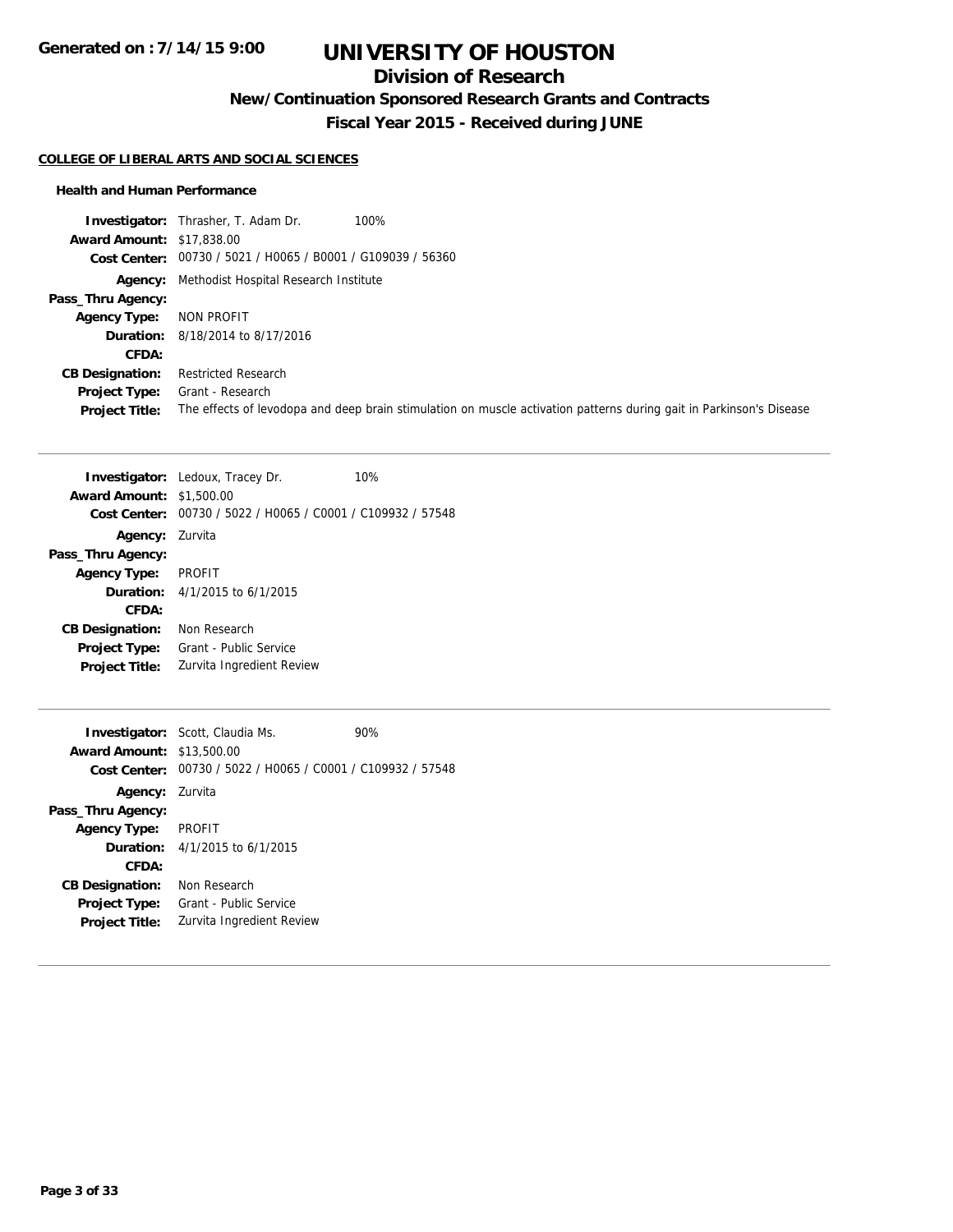# UNIVERSITY OF HOUSTON

## Division of Research

### New/Continuation Sponsored Research Grants and Contracts

### Fiscal Year 2015 - Received during JUNE

**COLLEGE OF LIBERAL ARTS AND SOCIAL SCIENCES**

#### Health and Human Performance

**Investigator:** Thrasher, T. Adam Dr. 100%
**Award Amount:** $17,838.00
**Cost Center:** 00730 / 5021 / H0065 / B0001 / G109039 / 56360
**Agency:** Methodist Hospital Research Institute
**Pass_Thru Agency:**
**Agency Type:** NON PROFIT
**Duration:** 8/18/2014 to 8/17/2016
**CFDA:**
**CB Designation:** Restricted Research
**Project Type:** Grant - Research
**Project Title:** The effects of levodopa and deep brain stimulation on muscle activation patterns during gait in Parkinson's Disease

---

**Investigator:** Ledoux, Tracey Dr. 10%
**Award Amount:** $1,500.00
**Cost Center:** 00730 / 5022 / H0065 / C0001 / C109932 / 57548
**Agency:** Zurvita
**Pass_Thru Agency:**
**Agency Type:** PROFIT
**Duration:** 4/1/2015 to 6/1/2015
**CFDA:**
**CB Designation:** Non Research
**Project Type:** Grant - Public Service
**Project Title:** Zurvita Ingredient Review

---

**Investigator:** Scott, Claudia Ms. 90%
**Award Amount:** $13,500.00
**Cost Center:** 00730 / 5022 / H0065 / C0001 / C109932 / 57548
**Agency:** Zurvita
**Pass_Thru Agency:**
**Agency Type:** PROFIT
**Duration:** 4/1/2015 to 6/1/2015
**CFDA:**
**CB Designation:** Non Research
**Project Type:** Grant - Public Service
**Project Title:** Zurvita Ingredient Review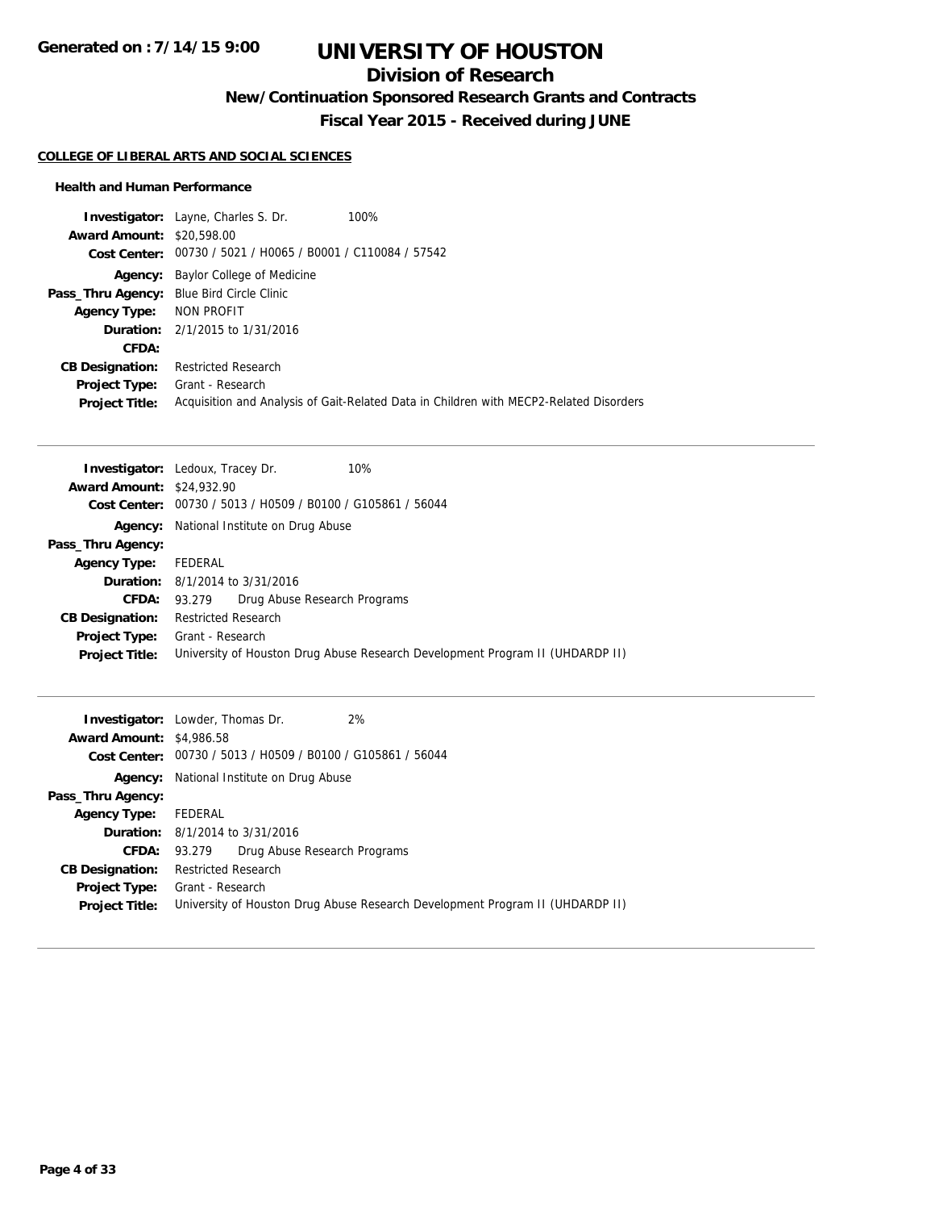# UNIVERSITY OF HOUSTON

## Division of Research

### New/Continuation Sponsored Research Grants and Contracts

### Fiscal Year 2015 - Received during JUNE

**COLLEGE OF LIBERAL ARTS AND SOCIAL SCIENCES**

**Health and Human Performance**

**Investigator:** Layne, Charles S. Dr. 100%
**Award Amount:** $20,598.00
**Cost Center:** 00730 / 5021 / H0065 / B0001 / C110084 / 57542
**Agency:** Baylor College of Medicine
**Pass_Thru Agency:** Blue Bird Circle Clinic
**Agency Type:** NON PROFIT
**Duration:** 2/1/2015 to 1/31/2016
**CFDA:**
**CB Designation:** Restricted Research
**Project Type:** Grant - Research
**Project Title:** Acquisition and Analysis of Gait-Related Data in Children with MECP2-Related Disorders

---

**Investigator:** Ledoux, Tracey Dr. 10%
**Award Amount:** $24,932.90
**Cost Center:** 00730 / 5013 / H0509 / B0100 / G105861 / 56044
**Agency:** National Institute on Drug Abuse
**Pass_Thru Agency:**
**Agency Type:** FEDERAL
**Duration:** 8/1/2014 to 3/31/2016
**CFDA:** 93.279 Drug Abuse Research Programs
**CB Designation:** Restricted Research
**Project Type:** Grant - Research
**Project Title:** University of Houston Drug Abuse Research Development Program II (UHDARDP II)

---

**Investigator:** Lowder, Thomas Dr. 2%
**Award Amount:** $4,986.58
**Cost Center:** 00730 / 5013 / H0509 / B0100 / G105861 / 56044
**Agency:** National Institute on Drug Abuse
**Pass_Thru Agency:**
**Agency Type:** FEDERAL
**Duration:** 8/1/2014 to 3/31/2016
**CFDA:** 93.279 Drug Abuse Research Programs
**CB Designation:** Restricted Research
**Project Type:** Grant - Research
**Project Title:** University of Houston Drug Abuse Research Development Program II (UHDARDP II)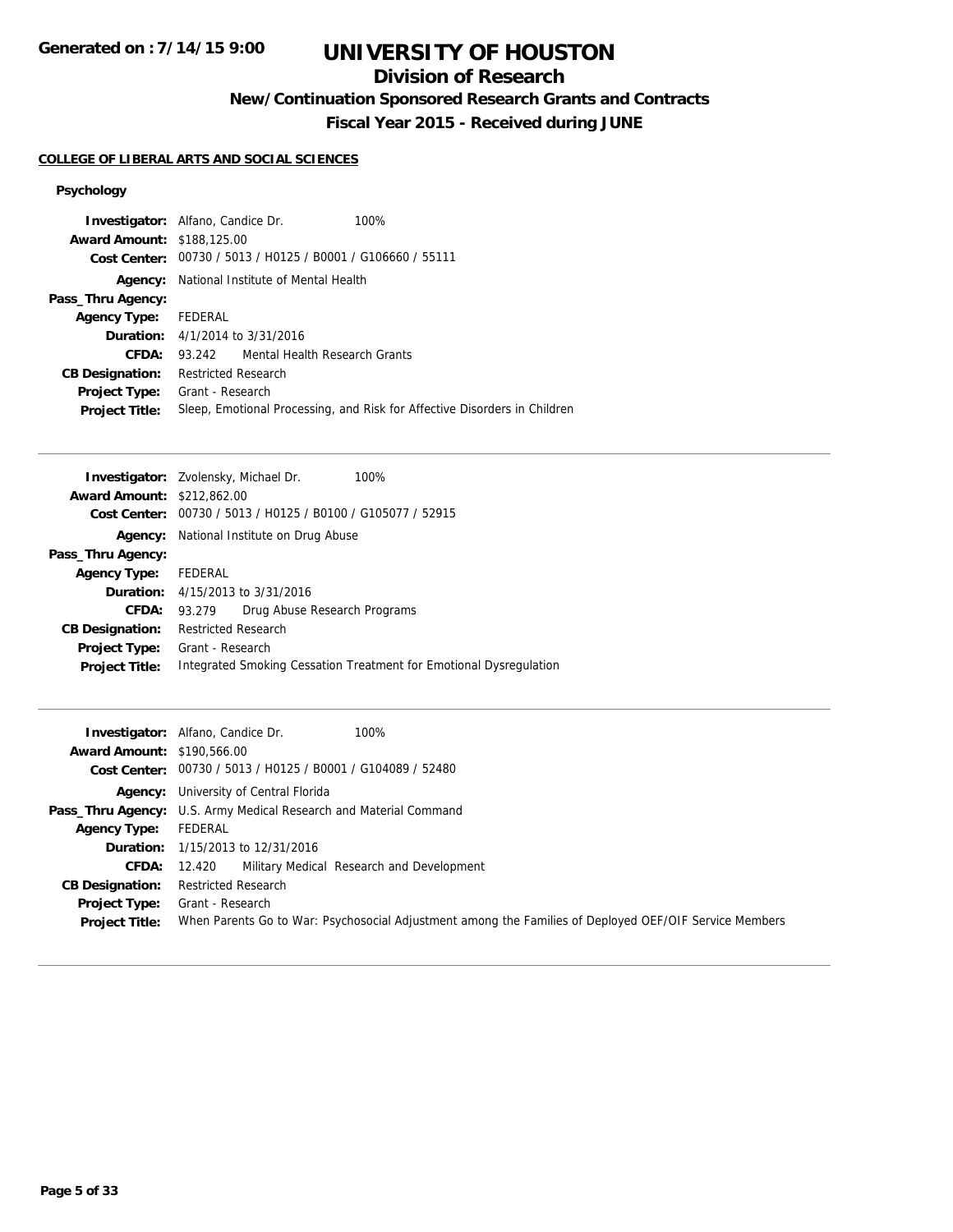# UNIVERSITY OF HOUSTON

## Division of Research

### New/Continuation Sponsored Research Grants and Contracts

### Fiscal Year 2015 - Received during JUNE

**COLLEGE OF LIBERAL ARTS AND SOCIAL SCIENCES**

#### Psychology

**Investigator:** Alfano, Candice Dr. 100%
**Award Amount:** $188,125.00
**Cost Center:** 00730 / 5013 / H0125 / B0001 / G106660 / 55111
**Agency:** National Institute of Mental Health
**Pass_Thru Agency:**
**Agency Type:** FEDERAL
**Duration:** 4/1/2014 to 3/31/2016
**CFDA:** 93.242 Mental Health Research Grants
**CB Designation:** Restricted Research
**Project Type:** Grant - Research
**Project Title:** Sleep, Emotional Processing, and Risk for Affective Disorders in Children

---

**Investigator:** Zvolensky, Michael Dr. 100%
**Award Amount:** $212,862.00
**Cost Center:** 00730 / 5013 / H0125 / B0100 / G105077 / 52915
**Agency:** National Institute on Drug Abuse
**Pass_Thru Agency:**
**Agency Type:** FEDERAL
**Duration:** 4/15/2013 to 3/31/2016
**CFDA:** 93.279 Drug Abuse Research Programs
**CB Designation:** Restricted Research
**Project Type:** Grant - Research
**Project Title:** Integrated Smoking Cessation Treatment for Emotional Dysregulation

---

**Investigator:** Alfano, Candice Dr. 100%
**Award Amount:** $190,566.00
**Cost Center:** 00730 / 5013 / H0125 / B0001 / G104089 / 52480
**Agency:** University of Central Florida
**Pass_Thru Agency:** U.S. Army Medical Research and Material Command
**Agency Type:** FEDERAL
**Duration:** 1/15/2013 to 12/31/2016
**CFDA:** 12.420 Military Medical Research and Development
**CB Designation:** Restricted Research
**Project Type:** Grant - Research
**Project Title:** When Parents Go to War: Psychosocial Adjustment among the Families of Deployed OEF/OIF Service Members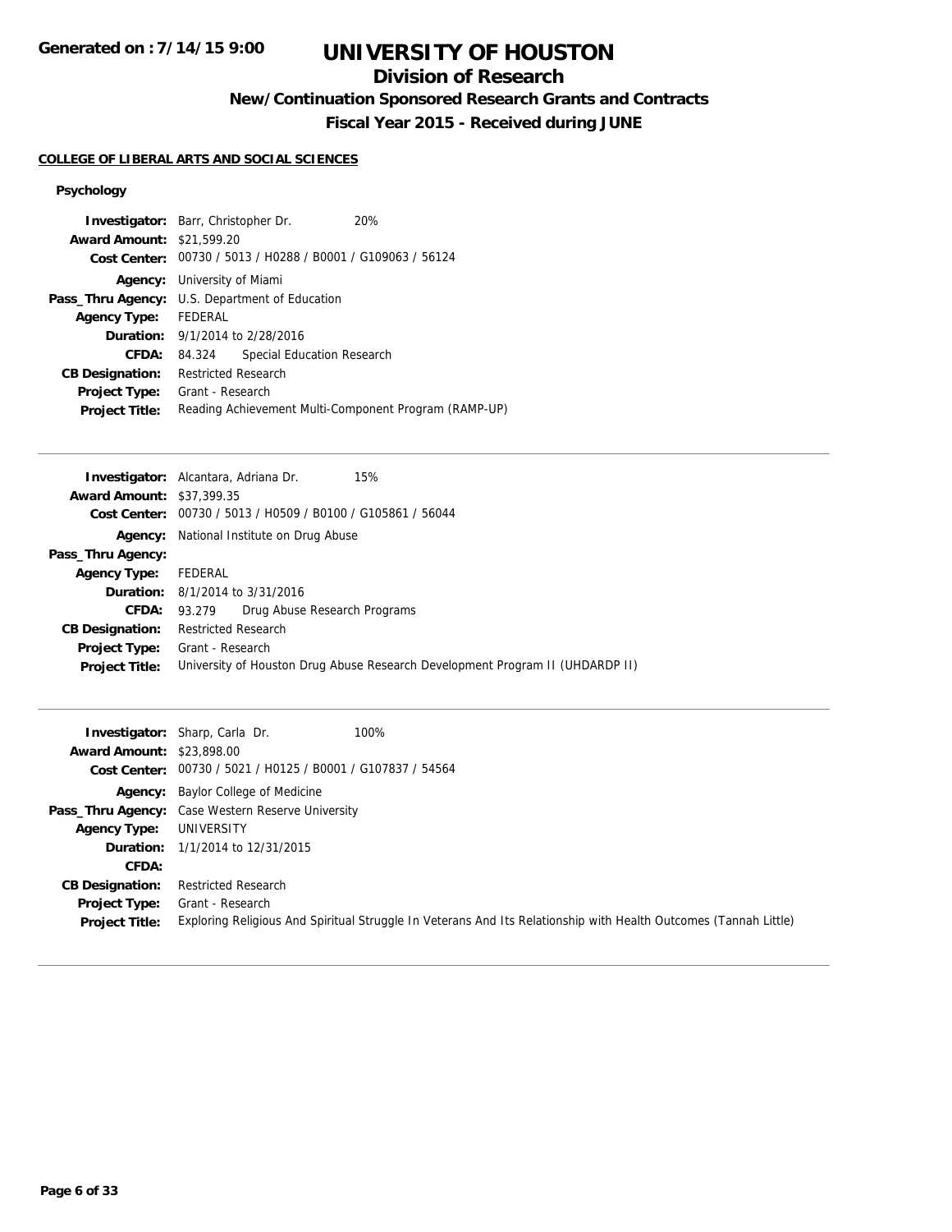# UNIVERSITY OF HOUSTON

## Division of Research

### New/Continuation Sponsored Research Grants and Contracts

### Fiscal Year 2015 - Received during JUNE

**COLLEGE OF LIBERAL ARTS AND SOCIAL SCIENCES**

#### Psychology

**Investigator:** Barr, Christopher Dr. 20%
**Award Amount:** $21,599.20
**Cost Center:** 00730 / 5013 / H0288 / B0001 / G109063 / 56124
**Agency:** University of Miami
**Pass_Thru Agency:** U.S. Department of Education
**Agency Type:** FEDERAL
**Duration:** 9/1/2014 to 2/28/2016
**CFDA:** 84.324 Special Education Research
**CB Designation:** Restricted Research
**Project Type:** Grant - Research
**Project Title:** Reading Achievement Multi-Component Program (RAMP-UP)

---

**Investigator:** Alcantara, Adriana Dr. 15%
**Award Amount:** $37,399.35
**Cost Center:** 00730 / 5013 / H0509 / B0100 / G105861 / 56044
**Agency:** National Institute on Drug Abuse
**Pass_Thru Agency:**
**Agency Type:** FEDERAL
**Duration:** 8/1/2014 to 3/31/2016
**CFDA:** 93.279 Drug Abuse Research Programs
**CB Designation:** Restricted Research
**Project Type:** Grant - Research
**Project Title:** University of Houston Drug Abuse Research Development Program II (UHDARDP II)

---

**Investigator:** Sharp, Carla Dr. 100%
**Award Amount:** $23,898.00
**Cost Center:** 00730 / 5021 / H0125 / B0001 / G107837 / 54564
**Agency:** Baylor College of Medicine
**Pass_Thru Agency:** Case Western Reserve University
**Agency Type:** UNIVERSITY
**Duration:** 1/1/2014 to 12/31/2015
**CFDA:**
**CB Designation:** Restricted Research
**Project Type:** Grant - Research
**Project Title:** Exploring Religious And Spiritual Struggle In Veterans And Its Relationship with Health Outcomes (Tannah Little)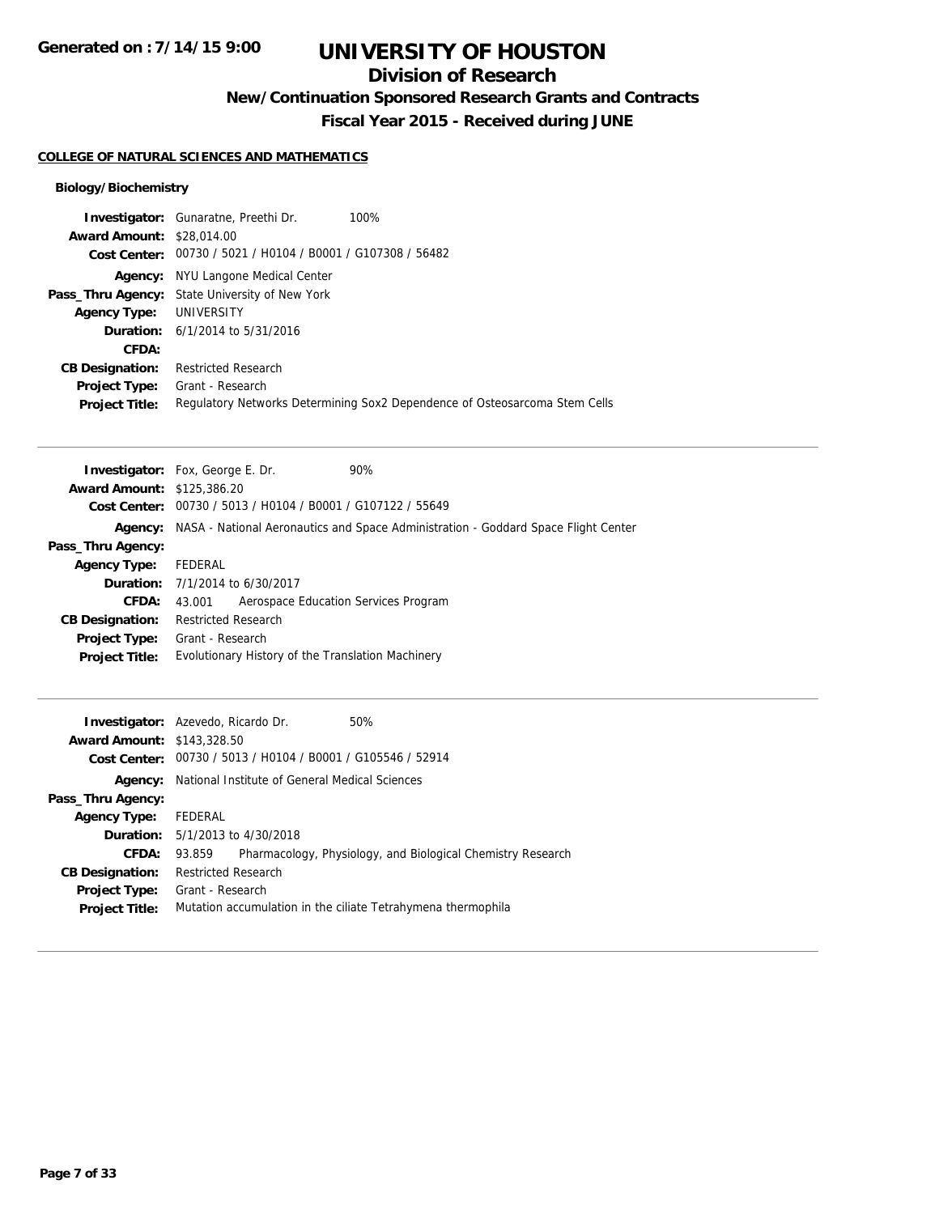# UNIVERSITY OF HOUSTON

## Division of Research

### New/Continuation Sponsored Research Grants and Contracts

### Fiscal Year 2015 - Received during JUNE

**COLLEGE OF NATURAL SCIENCES AND MATHEMATICS**

**Biology/Biochemistry**

**Investigator:** Gunaratne, Preethi Dr. 100%
**Award Amount:** $28,014.00
**Cost Center:** 00730 / 5021 / H0104 / B0001 / G107308 / 56482
**Agency:** NYU Langone Medical Center
**Pass_Thru Agency:** State University of New York
**Agency Type:** UNIVERSITY
**Duration:** 6/1/2014 to 5/31/2016
**CFDA:**
**CB Designation:** Restricted Research
**Project Type:** Grant - Research
**Project Title:** Regulatory Networks Determining Sox2 Dependence of Osteosarcoma Stem Cells

---

**Investigator:** Fox, George E. Dr. 90%
**Award Amount:** $125,386.20
**Cost Center:** 00730 / 5013 / H0104 / B0001 / G107122 / 55649
**Agency:** NASA - National Aeronautics and Space Administration - Goddard Space Flight Center
**Pass_Thru Agency:**
**Agency Type:** FEDERAL
**Duration:** 7/1/2014 to 6/30/2017
**CFDA:** 43.001 Aerospace Education Services Program
**CB Designation:** Restricted Research
**Project Type:** Grant - Research
**Project Title:** Evolutionary History of the Translation Machinery

---

**Investigator:** Azevedo, Ricardo Dr. 50%
**Award Amount:** $143,328.50
**Cost Center:** 00730 / 5013 / H0104 / B0001 / G105546 / 52914
**Agency:** National Institute of General Medical Sciences
**Pass_Thru Agency:**
**Agency Type:** FEDERAL
**Duration:** 5/1/2013 to 4/30/2018
**CFDA:** 93.859 Pharmacology, Physiology, and Biological Chemistry Research
**CB Designation:** Restricted Research
**Project Type:** Grant - Research
**Project Title:** Mutation accumulation in the ciliate Tetrahymena thermophila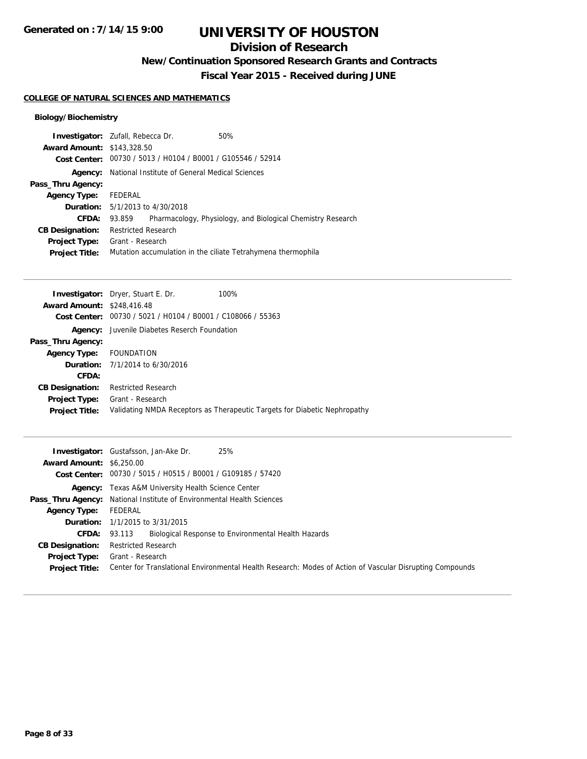# UNIVERSITY OF HOUSTON

## Division of Research

### New/Continuation Sponsored Research Grants and Contracts

### Fiscal Year 2015 - Received during JUNE

**COLLEGE OF NATURAL SCIENCES AND MATHEMATICS**

**Biology/Biochemistry**

**Investigator:** Zufall, Rebecca Dr. 50%
**Award Amount:** $143,328.50
**Cost Center:** 00730 / 5013 / H0104 / B0001 / G105546 / 52914
**Agency:** National Institute of General Medical Sciences
**Pass_Thru Agency:**
**Agency Type:** FEDERAL
**Duration:** 5/1/2013 to 4/30/2018
**CFDA:** 93.859 Pharmacology, Physiology, and Biological Chemistry Research
**CB Designation:** Restricted Research
**Project Type:** Grant - Research
**Project Title:** Mutation accumulation in the ciliate Tetrahymena thermophila

---

**Investigator:** Dryer, Stuart E. Dr. 100%
**Award Amount:** $248,416.48
**Cost Center:** 00730 / 5021 / H0104 / B0001 / C108066 / 55363
**Agency:** Juvenile Diabetes Reserch Foundation
**Pass_Thru Agency:**
**Agency Type:** FOUNDATION
**Duration:** 7/1/2014 to 6/30/2016
**CFDA:**
**CB Designation:** Restricted Research
**Project Type:** Grant - Research
**Project Title:** Validating NMDA Receptors as Therapeutic Targets for Diabetic Nephropathy

---

**Investigator:** Gustafsson, Jan-Ake Dr. 25%
**Award Amount:** $6,250.00
**Cost Center:** 00730 / 5015 / H0515 / B0001 / G109185 / 57420
**Agency:** Texas A&M University Health Science Center
**Pass_Thru Agency:** National Institute of Environmental Health Sciences
**Agency Type:** FEDERAL
**Duration:** 1/1/2015 to 3/31/2015
**CFDA:** 93.113 Biological Response to Environmental Health Hazards
**CB Designation:** Restricted Research
**Project Type:** Grant - Research
**Project Title:** Center for Translational Environmental Health Research: Modes of Action of Vascular Disrupting Compounds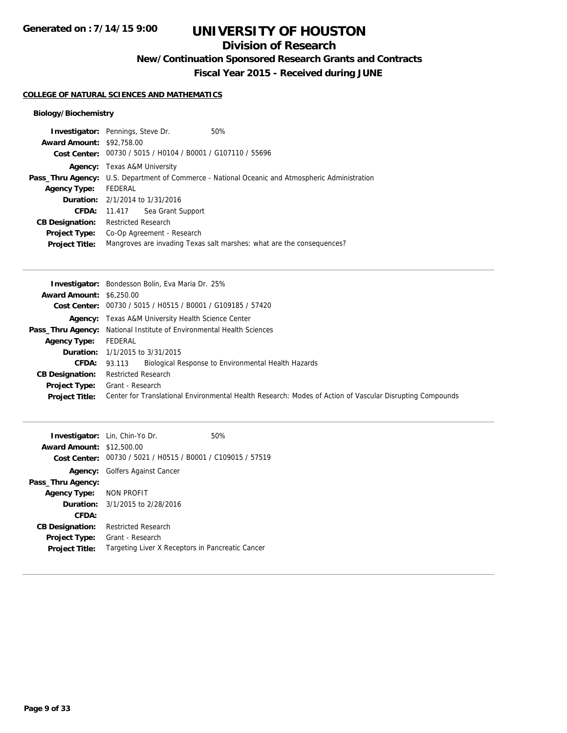# UNIVERSITY OF HOUSTON

## Division of Research

### New/Continuation Sponsored Research Grants and Contracts

### Fiscal Year 2015 - Received during JUNE

**Generated on : 7/14/15 9:00**

**COLLEGE OF NATURAL SCIENCES AND MATHEMATICS**

**Biology/Biochemistry**

**Investigator:** Pennings, Steve Dr. 50%
**Award Amount:** $92,758.00
**Cost Center:** 00730 / 5015 / H0104 / B0001 / G107110 / 55696
**Agency:** Texas A&M University
**Pass_Thru Agency:** U.S. Department of Commerce - National Oceanic and Atmospheric Administration
**Agency Type:** FEDERAL
**Duration:** 2/1/2014 to 1/31/2016
**CFDA:** 11.417 Sea Grant Support
**CB Designation:** Restricted Research
**Project Type:** Co-Op Agreement - Research
**Project Title:** Mangroves are invading Texas salt marshes: what are the consequences?

---

**Investigator:** Bondesson Bolin, Eva Maria Dr. 25%
**Award Amount:** $6,250.00
**Cost Center:** 00730 / 5015 / H0515 / B0001 / G109185 / 57420
**Agency:** Texas A&M University Health Science Center
**Pass_Thru Agency:** National Institute of Environmental Health Sciences
**Agency Type:** FEDERAL
**Duration:** 1/1/2015 to 3/31/2015
**CFDA:** 93.113 Biological Response to Environmental Health Hazards
**CB Designation:** Restricted Research
**Project Type:** Grant - Research
**Project Title:** Center for Translational Environmental Health Research: Modes of Action of Vascular Disrupting Compounds

---

**Investigator:** Lin, Chin-Yo Dr. 50%
**Award Amount:** $12,500.00
**Cost Center:** 00730 / 5021 / H0515 / B0001 / C109015 / 57519
**Agency:** Golfers Against Cancer
**Pass_Thru Agency:**
**Agency Type:** NON PROFIT
**Duration:** 3/1/2015 to 2/28/2016
**CFDA:**
**CB Designation:** Restricted Research
**Project Type:** Grant - Research
**Project Title:** Targeting Liver X Receptors in Pancreatic Cancer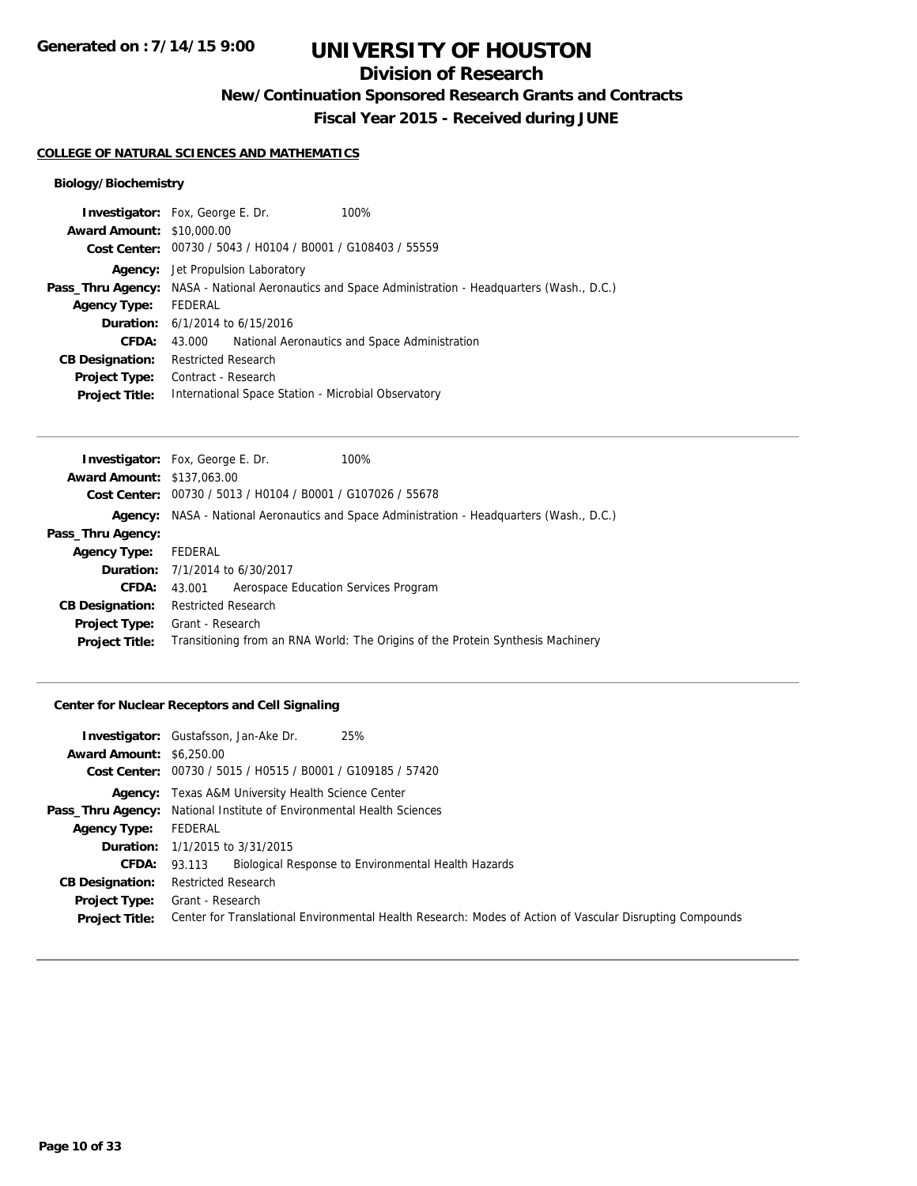# UNIVERSITY OF HOUSTON

## Division of Research

### New/Continuation Sponsored Research Grants and Contracts

### Fiscal Year 2015 - Received during JUNE

Generated on : 7/14/15 9:00

#### COLLEGE OF NATURAL SCIENCES AND MATHEMATICS

##### Biology/Biochemistry

**Investigator:** Fox, George E. Dr. 100%
**Award Amount:** $10,000.00
**Cost Center:** 00730 / 5043 / H0104 / B0001 / G108403 / 55559
**Agency:** Jet Propulsion Laboratory
**Pass_Thru Agency:** NASA - National Aeronautics and Space Administration - Headquarters (Wash., D.C.)
**Agency Type:** FEDERAL
**Duration:** 6/1/2014 to 6/15/2016
**CFDA:** 43.000 National Aeronautics and Space Administration
**CB Designation:** Restricted Research
**Project Type:** Contract - Research
**Project Title:** International Space Station - Microbial Observatory

---

**Investigator:** Fox, George E. Dr. 100%
**Award Amount:** $137,063.00
**Cost Center:** 00730 / 5013 / H0104 / B0001 / G107026 / 55678
**Agency:** NASA - National Aeronautics and Space Administration - Headquarters (Wash., D.C.)
**Pass_Thru Agency:**
**Agency Type:** FEDERAL
**Duration:** 7/1/2014 to 6/30/2017
**CFDA:** 43.001 Aerospace Education Services Program
**CB Designation:** Restricted Research
**Project Type:** Grant - Research
**Project Title:** Transitioning from an RNA World: The Origins of the Protein Synthesis Machinery

---

##### Center for Nuclear Receptors and Cell Signaling

**Investigator:** Gustafsson, Jan-Ake Dr. 25%
**Award Amount:** $6,250.00
**Cost Center:** 00730 / 5015 / H0515 / B0001 / G109185 / 57420
**Agency:** Texas A&M University Health Science Center
**Pass_Thru Agency:** National Institute of Environmental Health Sciences
**Agency Type:** FEDERAL
**Duration:** 1/1/2015 to 3/31/2015
**CFDA:** 93.113 Biological Response to Environmental Health Hazards
**CB Designation:** Restricted Research
**Project Type:** Grant - Research
**Project Title:** Center for Translational Environmental Health Research: Modes of Action of Vascular Disrupting Compounds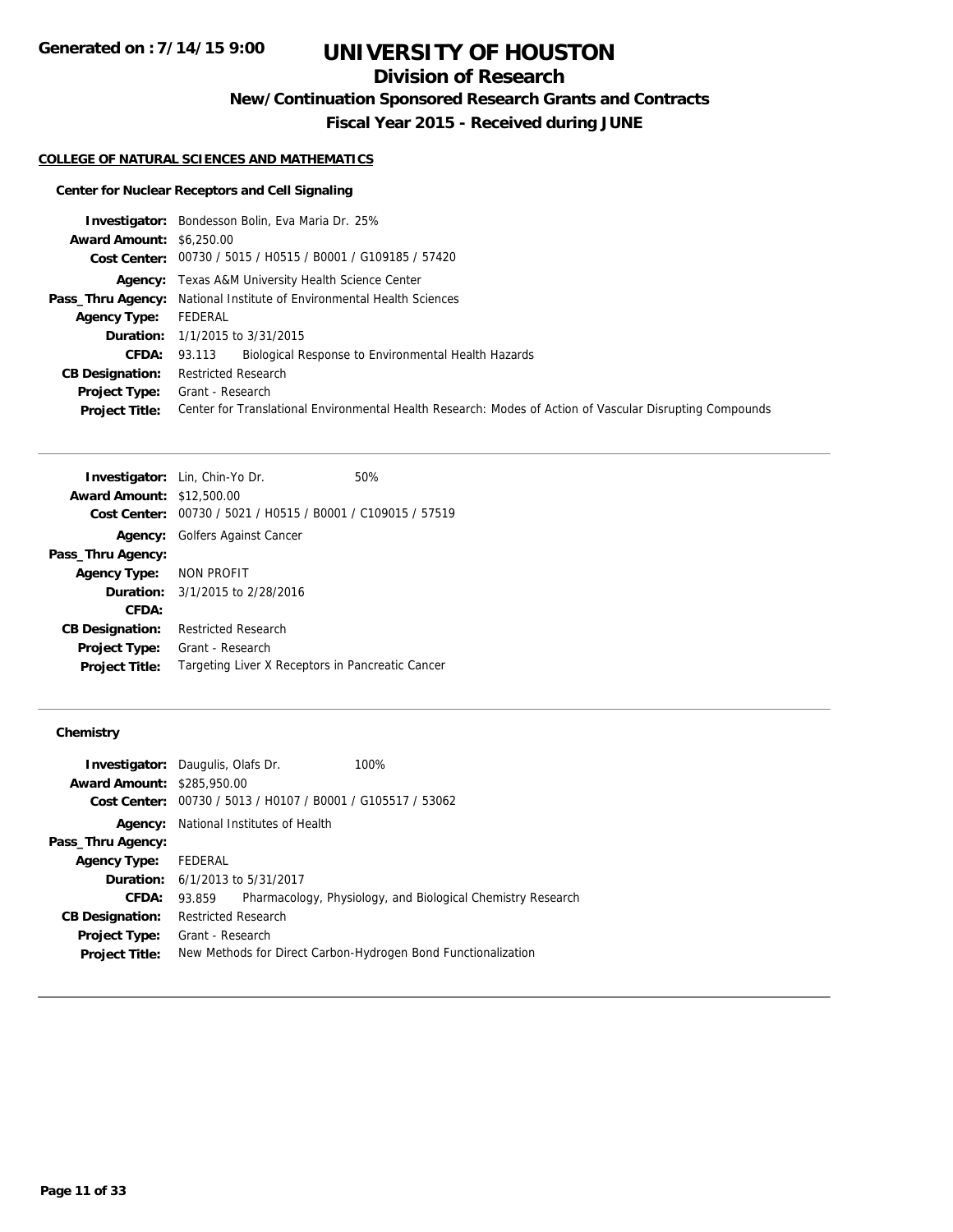# UNIVERSITY OF HOUSTON

## Division of Research

### New/Continuation Sponsored Research Grants and Contracts

### Fiscal Year 2015 - Received during JUNE

Generated on : 7/14/15 9:00

**COLLEGE OF NATURAL SCIENCES AND MATHEMATICS**

**Center for Nuclear Receptors and Cell Signaling**

**Investigator:** Bondesson Bolin, Eva Maria Dr. 25%
**Award Amount:** $6,250.00
**Cost Center:** 00730 / 5015 / H0515 / B0001 / G109185 / 57420
**Agency:** Texas A&M University Health Science Center
**Pass_Thru Agency:** National Institute of Environmental Health Sciences
**Agency Type:** FEDERAL
**Duration:** 1/1/2015 to 3/31/2015
**CFDA:** 93.113 Biological Response to Environmental Health Hazards
**CB Designation:** Restricted Research
**Project Type:** Grant - Research
**Project Title:** Center for Translational Environmental Health Research: Modes of Action of Vascular Disrupting Compounds

---

**Investigator:** Lin, Chin-Yo Dr. 50%
**Award Amount:** $12,500.00
**Cost Center:** 00730 / 5021 / H0515 / B0001 / C109015 / 57519
**Agency:** Golfers Against Cancer
**Pass_Thru Agency:**
**Agency Type:** NON PROFIT
**Duration:** 3/1/2015 to 2/28/2016
**CFDA:**
**CB Designation:** Restricted Research
**Project Type:** Grant - Research
**Project Title:** Targeting Liver X Receptors in Pancreatic Cancer

---

**Chemistry**

**Investigator:** Daugulis, Olafs Dr. 100%
**Award Amount:** $285,950.00
**Cost Center:** 00730 / 5013 / H0107 / B0001 / G105517 / 53062
**Agency:** National Institutes of Health
**Pass_Thru Agency:**
**Agency Type:** FEDERAL
**Duration:** 6/1/2013 to 5/31/2017
**CFDA:** 93.859 Pharmacology, Physiology, and Biological Chemistry Research
**CB Designation:** Restricted Research
**Project Type:** Grant - Research
**Project Title:** New Methods for Direct Carbon-Hydrogen Bond Functionalization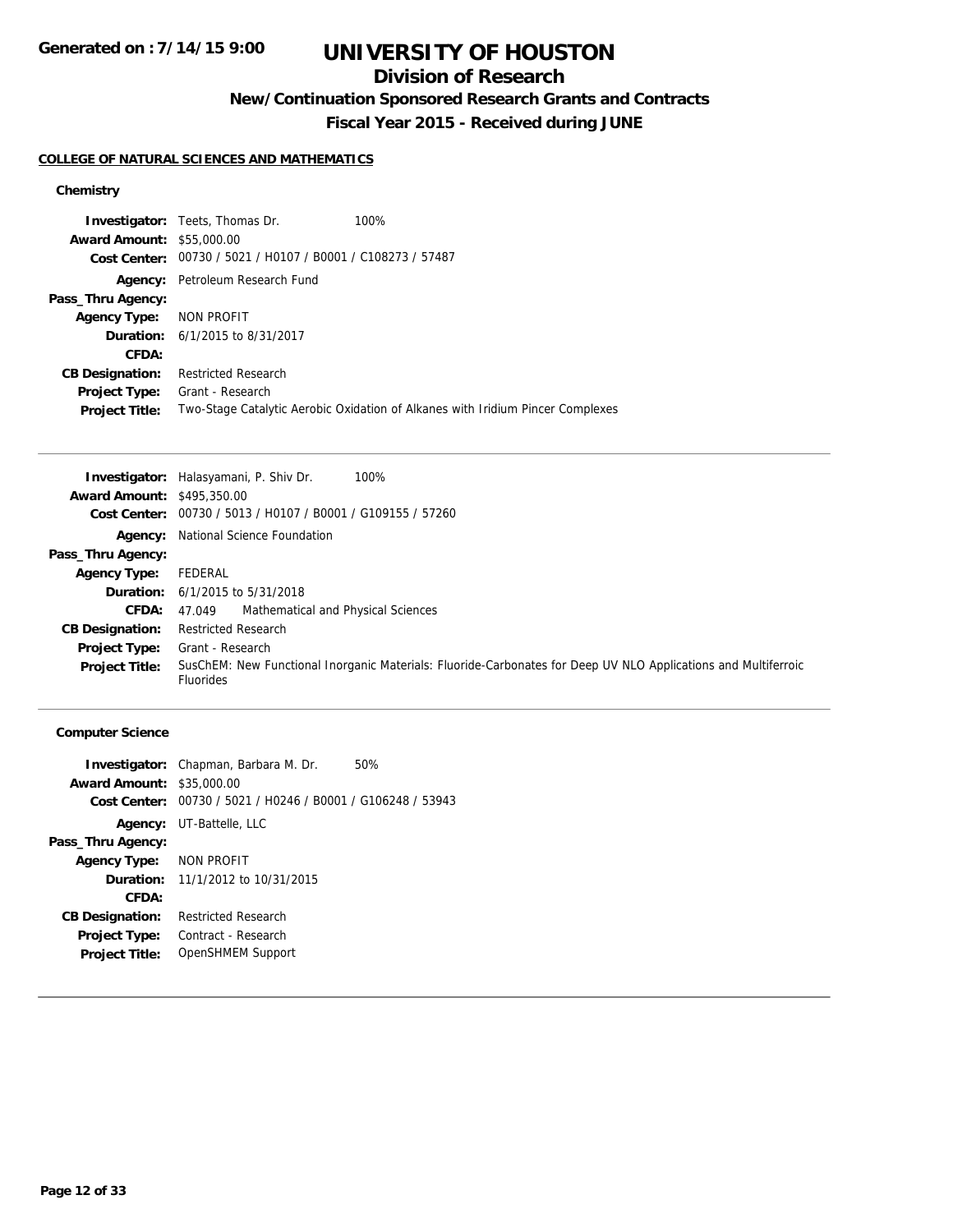# UNIVERSITY OF HOUSTON

## Division of Research

### New/Continuation Sponsored Research Grants and Contracts

### Fiscal Year 2015 - Received during JUNE

**COLLEGE OF NATURAL SCIENCES AND MATHEMATICS**

**Chemistry**

**Investigator:** Teets, Thomas Dr. 100%
**Award Amount:** $55,000.00
**Cost Center:** 00730 / 5021 / H0107 / B0001 / C108273 / 57487
**Agency:** Petroleum Research Fund
**Pass_Thru Agency:**
**Agency Type:** NON PROFIT
**Duration:** 6/1/2015 to 8/31/2017
**CFDA:**
**CB Designation:** Restricted Research
**Project Type:** Grant - Research
**Project Title:** Two-Stage Catalytic Aerobic Oxidation of Alkanes with Iridium Pincer Complexes

---

**Investigator:** Halasyamani, P. Shiv Dr. 100%
**Award Amount:** $495,350.00
**Cost Center:** 00730 / 5013 / H0107 / B0001 / G109155 / 57260
**Agency:** National Science Foundation
**Pass_Thru Agency:**
**Agency Type:** FEDERAL
**Duration:** 6/1/2015 to 5/31/2018
**CFDA:** 47.049 Mathematical and Physical Sciences
**CB Designation:** Restricted Research
**Project Type:** Grant - Research
**Project Title:** SusChEM: New Functional Inorganic Materials: Fluoride-Carbonates for Deep UV NLO Applications and Multiferroic Fluorides

---

**Computer Science**

**Investigator:** Chapman, Barbara M. Dr. 50%
**Award Amount:** $35,000.00
**Cost Center:** 00730 / 5021 / H0246 / B0001 / G106248 / 53943
**Agency:** UT-Battelle, LLC
**Pass_Thru Agency:**
**Agency Type:** NON PROFIT
**Duration:** 11/1/2012 to 10/31/2015
**CFDA:**
**CB Designation:** Restricted Research
**Project Type:** Contract - Research
**Project Title:** OpenSHMEM Support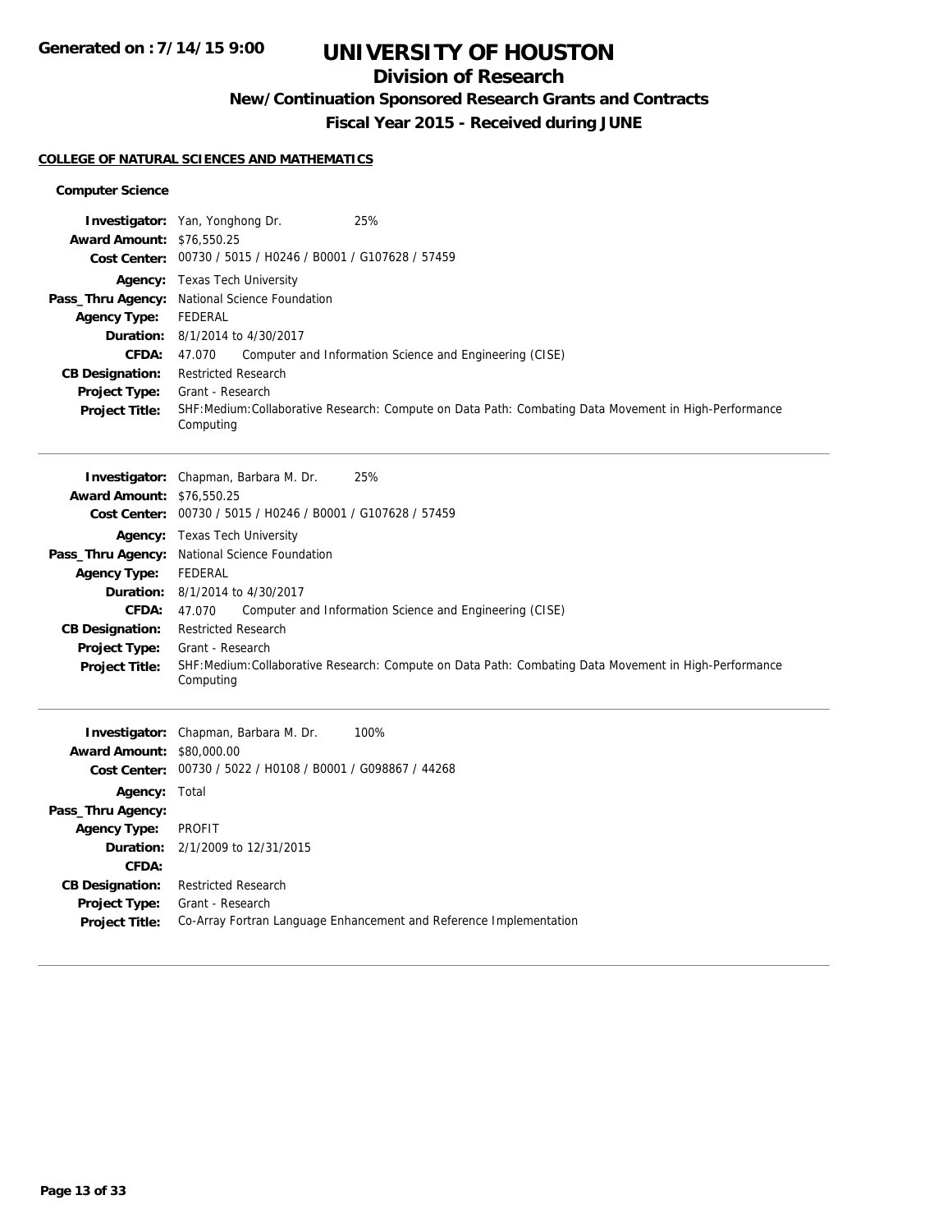# UNIVERSITY OF HOUSTON

## Division of Research

### New/Continuation Sponsored Research Grants and Contracts

### Fiscal Year 2015 - Received during JUNE

**COLLEGE OF NATURAL SCIENCES AND MATHEMATICS**

**Computer Science**

**Investigator:** Yan, Yonghong Dr. 25%
**Award Amount:** $76,550.25
**Cost Center:** 00730 / 5015 / H0246 / B0001 / G107628 / 57459
**Agency:** Texas Tech University
**Pass_Thru Agency:** National Science Foundation
**Agency Type:** FEDERAL
**Duration:** 8/1/2014 to 4/30/2017
**CFDA:** 47.070 Computer and Information Science and Engineering (CISE)
**CB Designation:** Restricted Research
**Project Type:** Grant - Research
**Project Title:** SHF:Medium:Collaborative Research: Compute on Data Path: Combating Data Movement in High-Performance Computing

---

**Investigator:** Chapman, Barbara M. Dr. 25%
**Award Amount:** $76,550.25
**Cost Center:** 00730 / 5015 / H0246 / B0001 / G107628 / 57459
**Agency:** Texas Tech University
**Pass_Thru Agency:** National Science Foundation
**Agency Type:** FEDERAL
**Duration:** 8/1/2014 to 4/30/2017
**CFDA:** 47.070 Computer and Information Science and Engineering (CISE)
**CB Designation:** Restricted Research
**Project Type:** Grant - Research
**Project Title:** SHF:Medium:Collaborative Research: Compute on Data Path: Combating Data Movement in High-Performance Computing

---

**Investigator:** Chapman, Barbara M. Dr. 100%
**Award Amount:** $80,000.00
**Cost Center:** 00730 / 5022 / H0108 / B0001 / G098867 / 44268
**Agency:** Total
**Pass_Thru Agency:**
**Agency Type:** PROFIT
**Duration:** 2/1/2009 to 12/31/2015
**CFDA:**
**CB Designation:** Restricted Research
**Project Type:** Grant - Research
**Project Title:** Co-Array Fortran Language Enhancement and Reference Implementation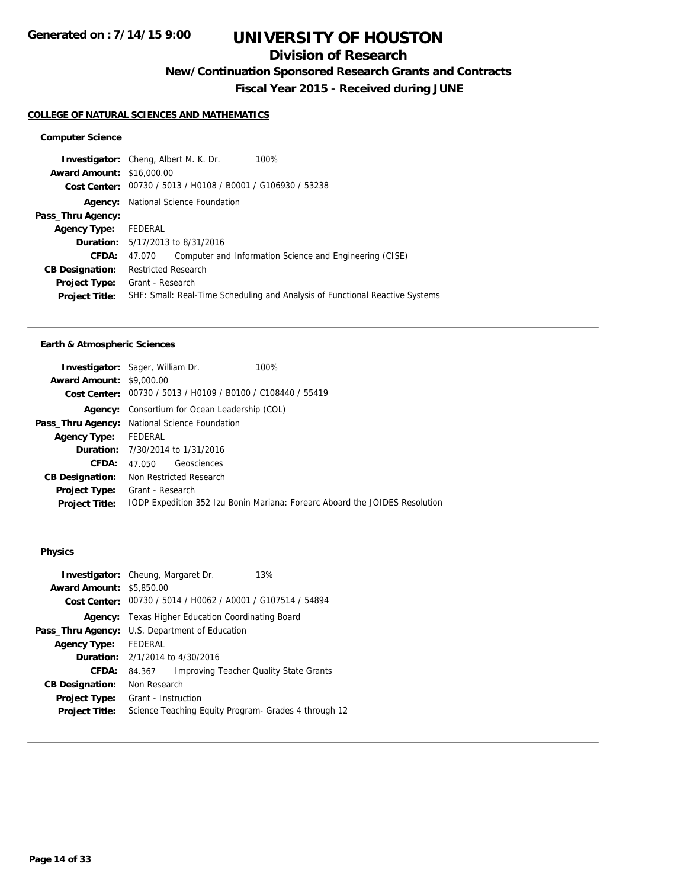# UNIVERSITY OF HOUSTON

## Division of Research

### New/Continuation Sponsored Research Grants and Contracts

### Fiscal Year 2015 - Received during JUNE

**COLLEGE OF NATURAL SCIENCES AND MATHEMATICS**

#### Computer Science

**Investigator:** Cheng, Albert M. K. Dr. 100%
**Award Amount:** $16,000.00
**Cost Center:** 00730 / 5013 / H0108 / B0001 / G106930 / 53238
**Agency:** National Science Foundation
**Pass_Thru Agency:**
**Agency Type:** FEDERAL
**Duration:** 5/17/2013 to 8/31/2016
**CFDA:** 47.070 Computer and Information Science and Engineering (CISE)
**CB Designation:** Restricted Research
**Project Type:** Grant - Research
**Project Title:** SHF: Small: Real-Time Scheduling and Analysis of Functional Reactive Systems

---

#### Earth & Atmospheric Sciences

**Investigator:** Sager, William Dr. 100%
**Award Amount:** $9,000.00
**Cost Center:** 00730 / 5013 / H0109 / B0100 / C108440 / 55419
**Agency:** Consortium for Ocean Leadership (COL)
**Pass_Thru Agency:** National Science Foundation
**Agency Type:** FEDERAL
**Duration:** 7/30/2014 to 1/31/2016
**CFDA:** 47.050 Geosciences
**CB Designation:** Non Restricted Research
**Project Type:** Grant - Research
**Project Title:** IODP Expedition 352 Izu Bonin Mariana: Forearc Aboard the JOIDES Resolution

---

#### Physics

**Investigator:** Cheung, Margaret Dr. 13%
**Award Amount:** $5,850.00
**Cost Center:** 00730 / 5014 / H0062 / A0001 / G107514 / 54894
**Agency:** Texas Higher Education Coordinating Board
**Pass_Thru Agency:** U.S. Department of Education
**Agency Type:** FEDERAL
**Duration:** 2/1/2014 to 4/30/2016
**CFDA:** 84.367 Improving Teacher Quality State Grants
**CB Designation:** Non Research
**Project Type:** Grant - Instruction
**Project Title:** Science Teaching Equity Program- Grades 4 through 12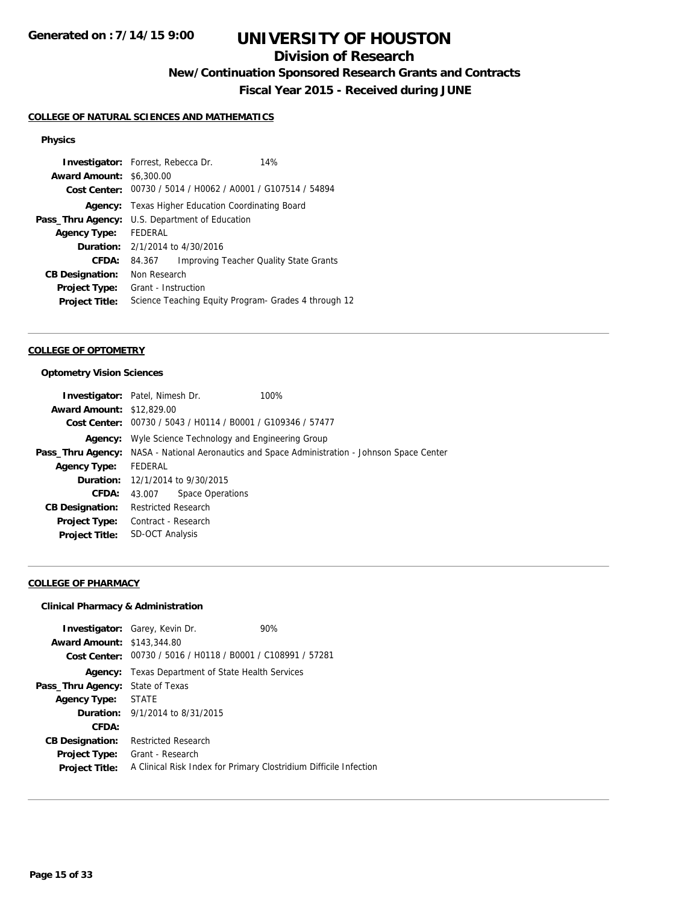**Generated on : 7/14/15 9:00**

# UNIVERSITY OF HOUSTON

## Division of Research

### New/Continuation Sponsored Research Grants and Contracts

### Fiscal Year 2015 - Received during JUNE

#### COLLEGE OF NATURAL SCIENCES AND MATHEMATICS

**Physics**

**Investigator:** Forrest, Rebecca Dr. 14%
**Award Amount:** $6,300.00
**Cost Center:** 00730 / 5014 / H0062 / A0001 / G107514 / 54894
**Agency:** Texas Higher Education Coordinating Board
**Pass_Thru Agency:** U.S. Department of Education
**Agency Type:** FEDERAL
**Duration:** 2/1/2014 to 4/30/2016
**CFDA:** 84.367 Improving Teacher Quality State Grants
**CB Designation:** Non Research
**Project Type:** Grant - Instruction
**Project Title:** Science Teaching Equity Program- Grades 4 through 12

---

#### COLLEGE OF OPTOMETRY

**Optometry Vision Sciences**

**Investigator:** Patel, Nimesh Dr. 100%
**Award Amount:** $12,829.00
**Cost Center:** 00730 / 5043 / H0114 / B0001 / G109346 / 57477
**Agency:** Wyle Science Technology and Engineering Group
**Pass_Thru Agency:** NASA - National Aeronautics and Space Administration - Johnson Space Center
**Agency Type:** FEDERAL
**Duration:** 12/1/2014 to 9/30/2015
**CFDA:** 43.007 Space Operations
**CB Designation:** Restricted Research
**Project Type:** Contract - Research
**Project Title:** SD-OCT Analysis

---

#### COLLEGE OF PHARMACY

**Clinical Pharmacy & Administration**

**Investigator:** Garey, Kevin Dr. 90%
**Award Amount:** $143,344.80
**Cost Center:** 00730 / 5016 / H0118 / B0001 / C108991 / 57281
**Agency:** Texas Department of State Health Services
**Pass_Thru Agency:** State of Texas
**Agency Type:** STATE
**Duration:** 9/1/2014 to 8/31/2015
**CFDA:**
**CB Designation:** Restricted Research
**Project Type:** Grant - Research
**Project Title:** A Clinical Risk Index for Primary Clostridium Difficile Infection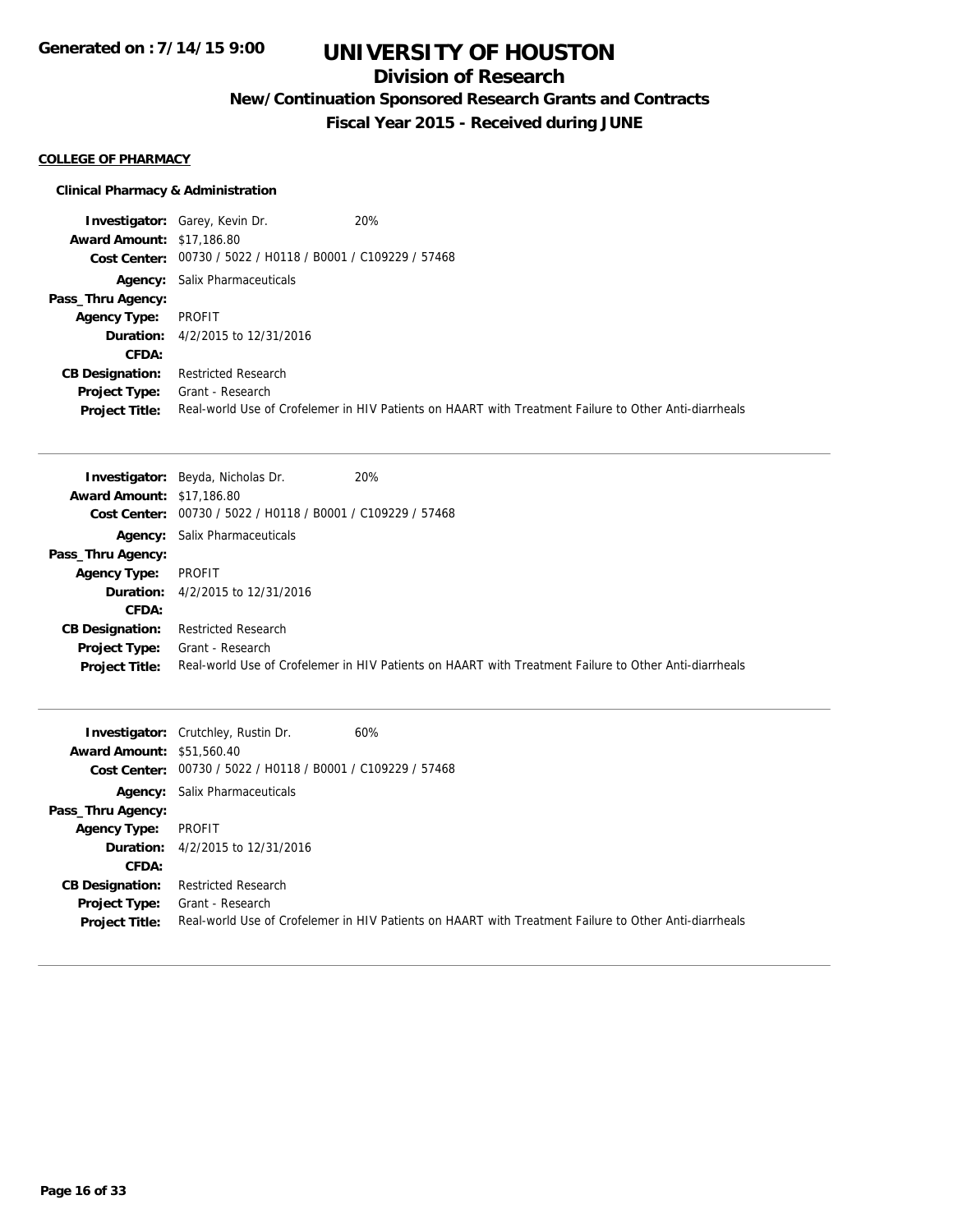#### COLLEGE OF PHARMACY

**Clinical Pharmacy & Administration**

**Investigator:** Garey, Kevin Dr. 20%
**Award Amount:** $17,186.80
**Cost Center:** 00730 / 5022 / H0118 / B0001 / C109229 / 57468
**Agency:** Salix Pharmaceuticals
**Pass_Thru Agency:**
**Agency Type:** PROFIT
**Duration:** 4/2/2015 to 12/31/2016
**CFDA:**
**CB Designation:** Restricted Research
**Project Type:** Grant - Research
**Project Title:** Real-world Use of Crofelemer in HIV Patients on HAART with Treatment Failure to Other Anti-diarrheals

---

**Investigator:** Beyda, Nicholas Dr. 20%
**Award Amount:** $17,186.80
**Cost Center:** 00730 / 5022 / H0118 / B0001 / C109229 / 57468
**Agency:** Salix Pharmaceuticals
**Pass_Thru Agency:**
**Agency Type:** PROFIT
**Duration:** 4/2/2015 to 12/31/2016
**CFDA:**
**CB Designation:** Restricted Research
**Project Type:** Grant - Research
**Project Title:** Real-world Use of Crofelemer in HIV Patients on HAART with Treatment Failure to Other Anti-diarrheals

---

**Investigator:** Crutchley, Rustin Dr. 60%
**Award Amount:** $51,560.40
**Cost Center:** 00730 / 5022 / H0118 / B0001 / C109229 / 57468
**Agency:** Salix Pharmaceuticals
**Pass_Thru Agency:**
**Agency Type:** PROFIT
**Duration:** 4/2/2015 to 12/31/2016
**CFDA:**
**CB Designation:** Restricted Research
**Project Type:** Grant - Research
**Project Title:** Real-world Use of Crofelemer in HIV Patients on HAART with Treatment Failure to Other Anti-diarrheals

---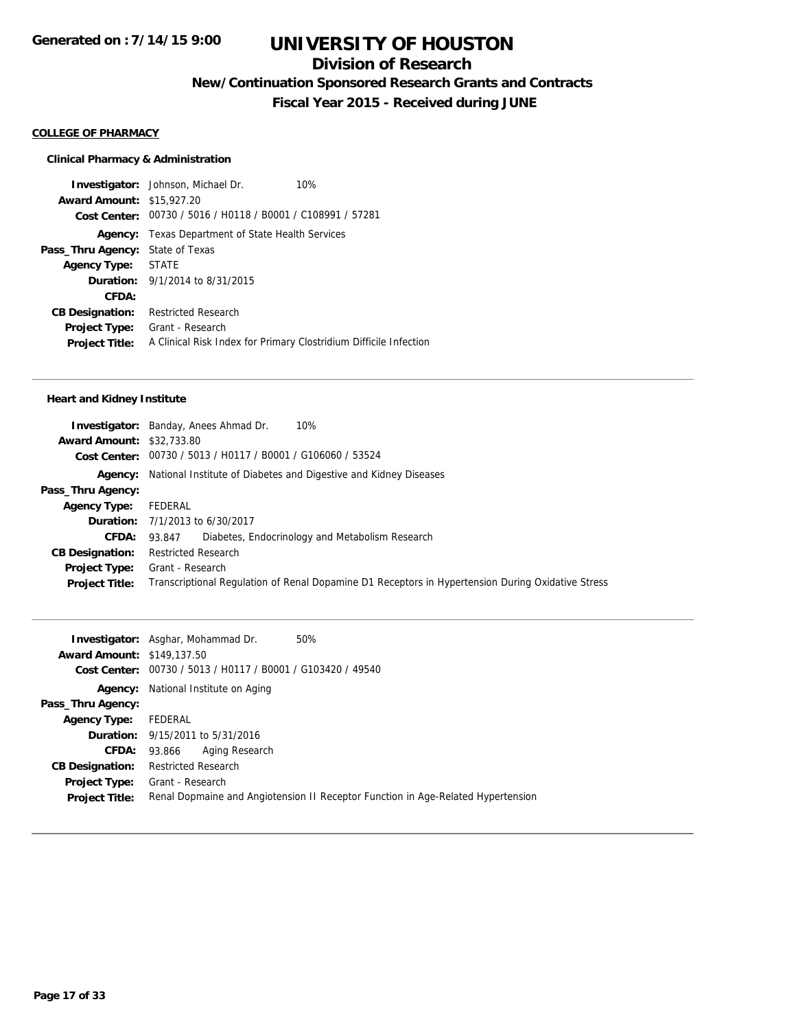# UNIVERSITY OF HOUSTON

## Division of Research

### New/Continuation Sponsored Research Grants and Contracts

### Fiscal Year 2015 - Received during JUNE

**Generated on : 7/14/15 9:00**

#### COLLEGE OF PHARMACY

**Clinical Pharmacy & Administration**

**Investigator:** Johnson, Michael Dr. 10%
**Award Amount:** $15,927.20
**Cost Center:** 00730 / 5016 / H0118 / B0001 / C108991 / 57281
**Agency:** Texas Department of State Health Services
**Pass_Thru Agency:** State of Texas
**Agency Type:** STATE
**Duration:** 9/1/2014 to 8/31/2015
**CFDA:**
**CB Designation:** Restricted Research
**Project Type:** Grant - Research
**Project Title:** A Clinical Risk Index for Primary Clostridium Difficile Infection

---

**Heart and Kidney Institute**

**Investigator:** Banday, Anees Ahmad Dr. 10%
**Award Amount:** $32,733.80
**Cost Center:** 00730 / 5013 / H0117 / B0001 / G106060 / 53524
**Agency:** National Institute of Diabetes and Digestive and Kidney Diseases
**Pass_Thru Agency:**
**Agency Type:** FEDERAL
**Duration:** 7/1/2013 to 6/30/2017
**CFDA:** 93.847 Diabetes, Endocrinology and Metabolism Research
**CB Designation:** Restricted Research
**Project Type:** Grant - Research
**Project Title:** Transcriptional Regulation of Renal Dopamine D1 Receptors in Hypertension During Oxidative Stress

---

**Investigator:** Asghar, Mohammad Dr. 50%
**Award Amount:** $149,137.50
**Cost Center:** 00730 / 5013 / H0117 / B0001 / G103420 / 49540
**Agency:** National Institute on Aging
**Pass_Thru Agency:**
**Agency Type:** FEDERAL
**Duration:** 9/15/2011 to 5/31/2016
**CFDA:** 93.866 Aging Research
**CB Designation:** Restricted Research
**Project Type:** Grant - Research
**Project Title:** Renal Dopmaine and Angiotension II Receptor Function in Age-Related Hypertension

---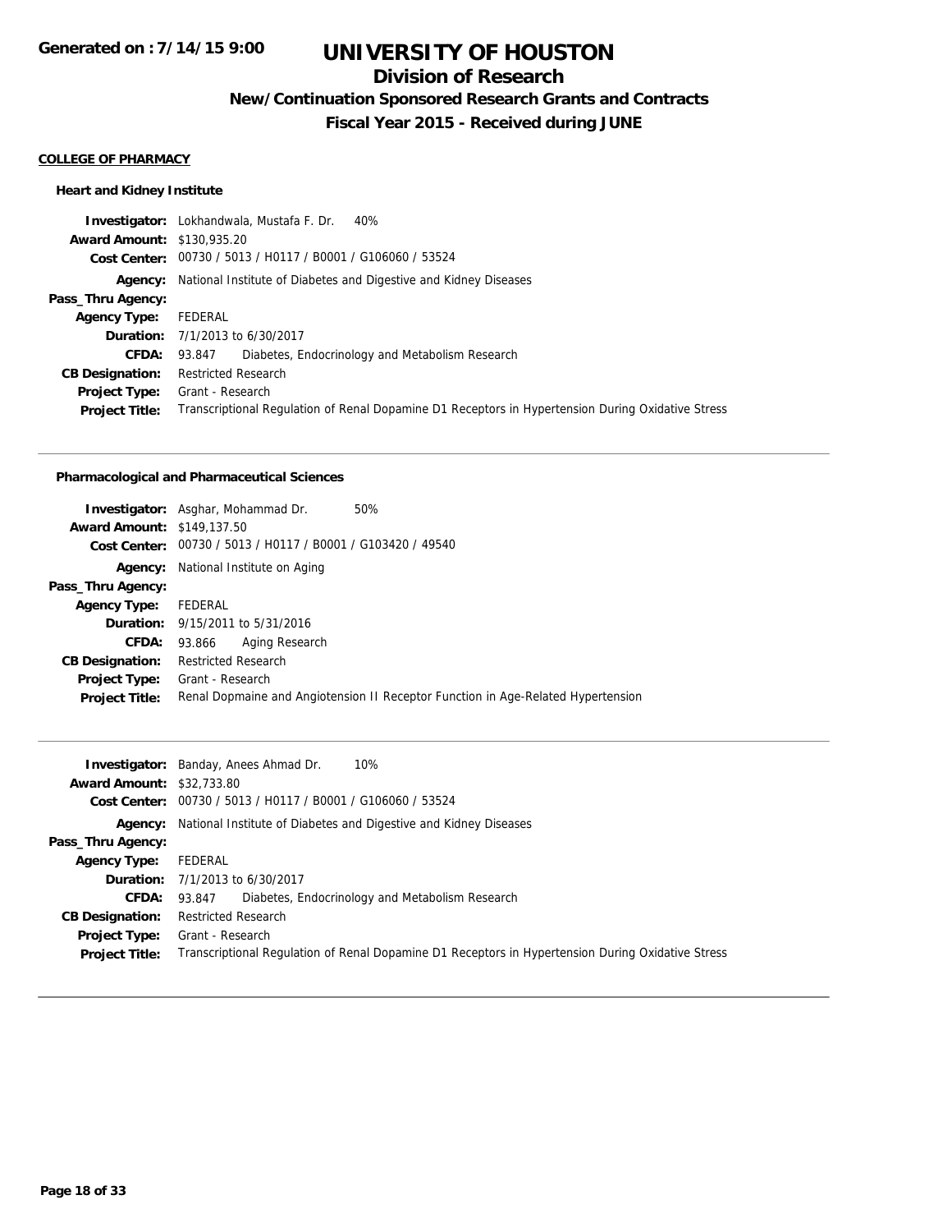# UNIVERSITY OF HOUSTON

## Division of Research

### New/Continuation Sponsored Research Grants and Contracts

### Fiscal Year 2015 - Received during JUNE

**Generated on : 7/14/15 9:00**

**COLLEGE OF PHARMACY**

**Heart and Kidney Institute**

**Investigator:** Lokhandwala, Mustafa F. Dr. 40%
**Award Amount:** $130,935.20
**Cost Center:** 00730 / 5013 / H0117 / B0001 / G106060 / 53524
**Agency:** National Institute of Diabetes and Digestive and Kidney Diseases
**Pass_Thru Agency:**
**Agency Type:** FEDERAL
**Duration:** 7/1/2013 to 6/30/2017
**CFDA:** 93.847 Diabetes, Endocrinology and Metabolism Research
**CB Designation:** Restricted Research
**Project Type:** Grant - Research
**Project Title:** Transcriptional Regulation of Renal Dopamine D1 Receptors in Hypertension During Oxidative Stress

---

**Pharmacological and Pharmaceutical Sciences**

**Investigator:** Asghar, Mohammad Dr. 50%
**Award Amount:** $149,137.50
**Cost Center:** 00730 / 5013 / H0117 / B0001 / G103420 / 49540
**Agency:** National Institute on Aging
**Pass_Thru Agency:**
**Agency Type:** FEDERAL
**Duration:** 9/15/2011 to 5/31/2016
**CFDA:** 93.866 Aging Research
**CB Designation:** Restricted Research
**Project Type:** Grant - Research
**Project Title:** Renal Dopmaine and Angiotension II Receptor Function in Age-Related Hypertension

---

**Investigator:** Banday, Anees Ahmad Dr. 10%
**Award Amount:** $32,733.80
**Cost Center:** 00730 / 5013 / H0117 / B0001 / G106060 / 53524
**Agency:** National Institute of Diabetes and Digestive and Kidney Diseases
**Pass_Thru Agency:**
**Agency Type:** FEDERAL
**Duration:** 7/1/2013 to 6/30/2017
**CFDA:** 93.847 Diabetes, Endocrinology and Metabolism Research
**CB Designation:** Restricted Research
**Project Type:** Grant - Research
**Project Title:** Transcriptional Regulation of Renal Dopamine D1 Receptors in Hypertension During Oxidative Stress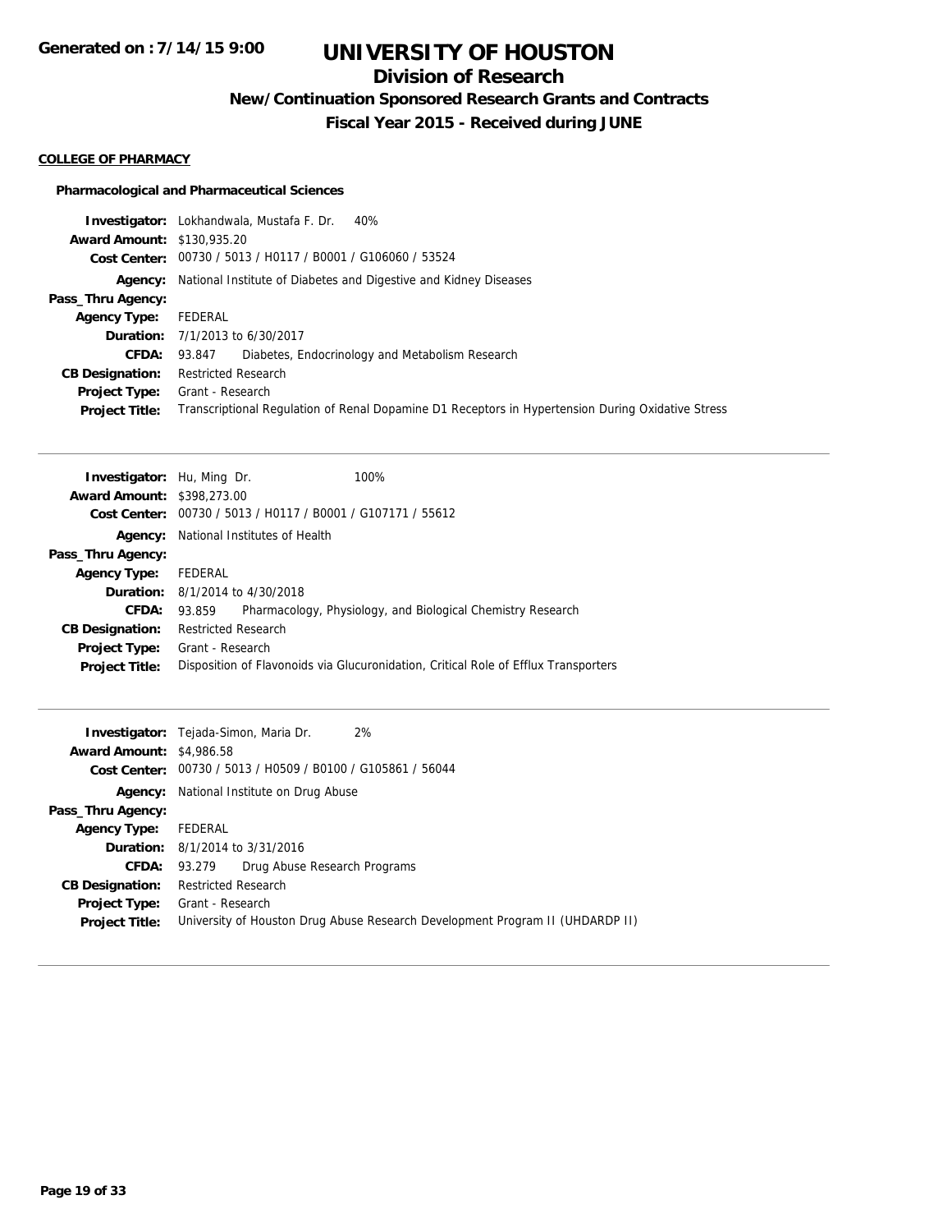# UNIVERSITY OF HOUSTON

## Division of Research

### New/Continuation Sponsored Research Grants and Contracts

### Fiscal Year 2015 - Received during JUNE

**COLLEGE OF PHARMACY**

**Pharmacological and Pharmaceutical Sciences**

| | |
|---|---|
| **Investigator:** | Lokhandwala, Mustafa F. Dr. 40% |
| **Award Amount:** | $130,935.20 |
| **Cost Center:** | 00730 / 5013 / H0117 / B0001 / G106060 / 53524 |
| **Agency:** | National Institute of Diabetes and Digestive and Kidney Diseases |
| **Pass_Thru Agency:** | |
| **Agency Type:** | FEDERAL |
| **Duration:** | 7/1/2013 to 6/30/2017 |
| **CFDA:** | 93.847 Diabetes, Endocrinology and Metabolism Research |
| **CB Designation:** | Restricted Research |
| **Project Type:** | Grant - Research |
| **Project Title:** | Transcriptional Regulation of Renal Dopamine D1 Receptors in Hypertension During Oxidative Stress |

---

| | |
|---|---|
| **Investigator:** | Hu, Ming Dr. 100% |
| **Award Amount:** | $398,273.00 |
| **Cost Center:** | 00730 / 5013 / H0117 / B0001 / G107171 / 55612 |
| **Agency:** | National Institutes of Health |
| **Pass_Thru Agency:** | |
| **Agency Type:** | FEDERAL |
| **Duration:** | 8/1/2014 to 4/30/2018 |
| **CFDA:** | 93.859 Pharmacology, Physiology, and Biological Chemistry Research |
| **CB Designation:** | Restricted Research |
| **Project Type:** | Grant - Research |
| **Project Title:** | Disposition of Flavonoids via Glucuronidation, Critical Role of Efflux Transporters |

---

| | |
|---|---|
| **Investigator:** | Tejada-Simon, Maria Dr. 2% |
| **Award Amount:** | $4,986.58 |
| **Cost Center:** | 00730 / 5013 / H0509 / B0100 / G105861 / 56044 |
| **Agency:** | National Institute on Drug Abuse |
| **Pass_Thru Agency:** | |
| **Agency Type:** | FEDERAL |
| **Duration:** | 8/1/2014 to 3/31/2016 |
| **CFDA:** | 93.279 Drug Abuse Research Programs |
| **CB Designation:** | Restricted Research |
| **Project Type:** | Grant - Research |
| **Project Title:** | University of Houston Drug Abuse Research Development Program II (UHDARDP II) |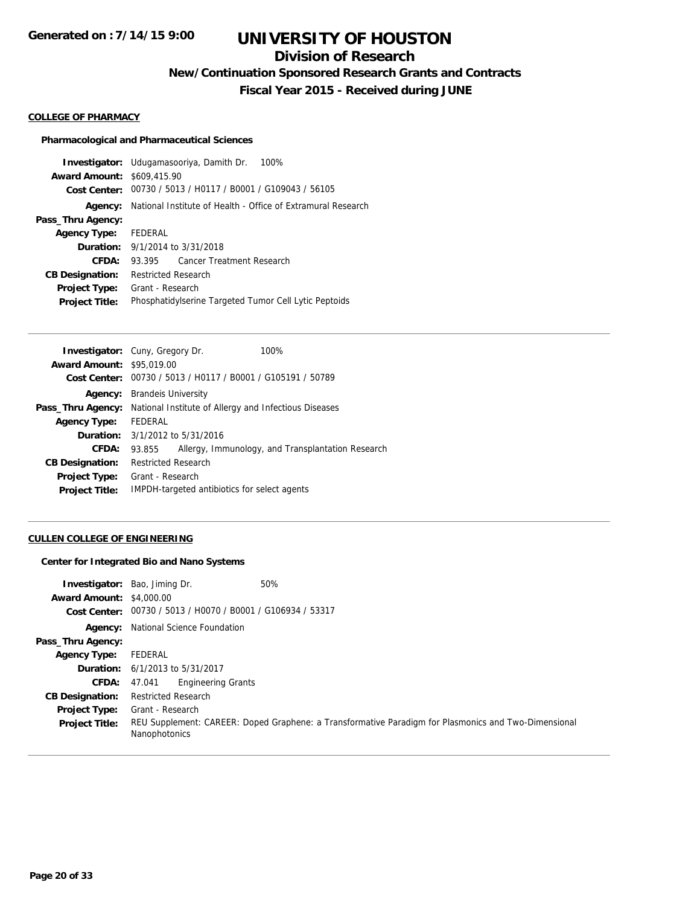## COLLEGE OF PHARMACY

### Pharmacological and Pharmaceutical Sciences

**Investigator:** Udugamasooriya, Damith Dr. 100%
**Award Amount:** $609,415.90
**Cost Center:** 00730 / 5013 / H0117 / B0001 / G109043 / 56105
**Agency:** National Institute of Health - Office of Extramural Research
**Pass_Thru Agency:**
**Agency Type:** FEDERAL
**Duration:** 9/1/2014 to 3/31/2018
**CFDA:** 93.395 Cancer Treatment Research
**CB Designation:** Restricted Research
**Project Type:** Grant - Research
**Project Title:** Phosphatidylserine Targeted Tumor Cell Lytic Peptoids

---

**Investigator:** Cuny, Gregory Dr. 100%
**Award Amount:** $95,019.00
**Cost Center:** 00730 / 5013 / H0117 / B0001 / G105191 / 50789
**Agency:** Brandeis University
**Pass_Thru Agency:** National Institute of Allergy and Infectious Diseases
**Agency Type:** FEDERAL
**Duration:** 3/1/2012 to 5/31/2016
**CFDA:** 93.855 Allergy, Immunology, and Transplantation Research
**CB Designation:** Restricted Research
**Project Type:** Grant - Research
**Project Title:** IMPDH-targeted antibiotics for select agents

---

## CULLEN COLLEGE OF ENGINEERING

### Center for Integrated Bio and Nano Systems

**Investigator:** Bao, Jiming Dr. 50%
**Award Amount:** $4,000.00
**Cost Center:** 00730 / 5013 / H0070 / B0001 / G106934 / 53317
**Agency:** National Science Foundation
**Pass_Thru Agency:**
**Agency Type:** FEDERAL
**Duration:** 6/1/2013 to 5/31/2017
**CFDA:** 47.041 Engineering Grants
**CB Designation:** Restricted Research
**Project Type:** Grant - Research
**Project Title:** REU Supplement: CAREER: Doped Graphene: a Transformative Paradigm for Plasmonics and Two-Dimensional Nanophotonics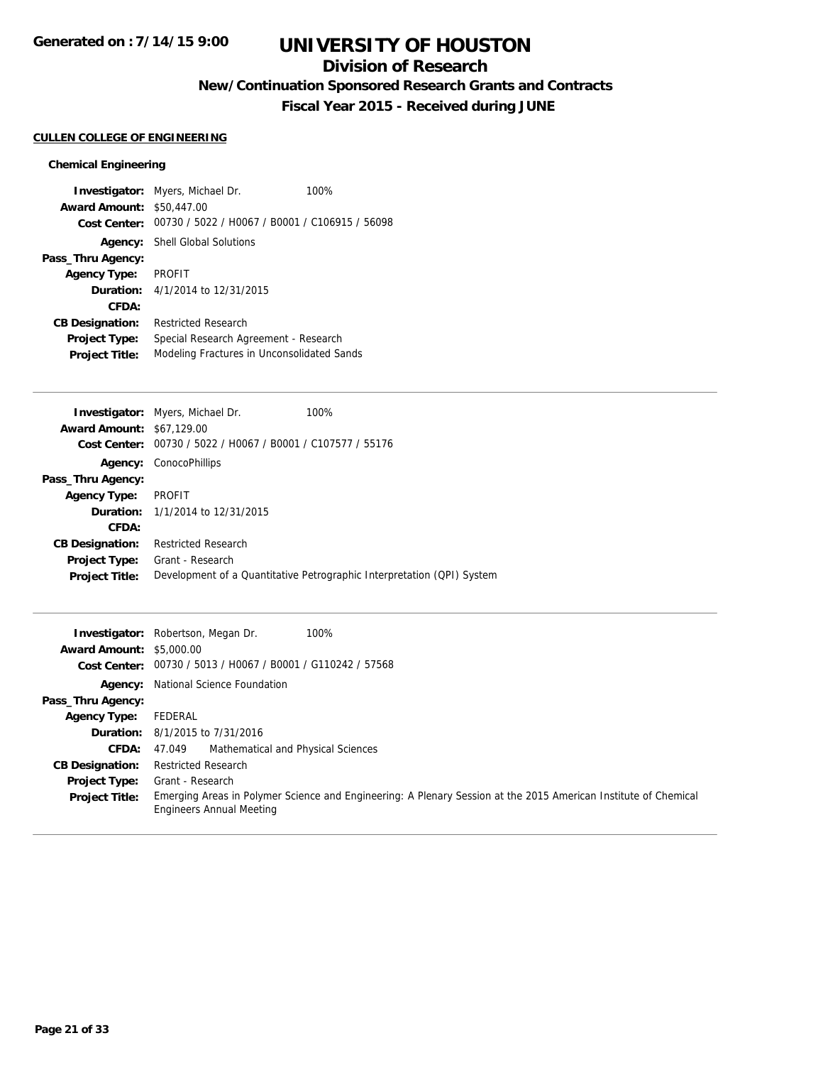# UNIVERSITY OF HOUSTON

## Division of Research

### New/Continuation Sponsored Research Grants and Contracts

### Fiscal Year 2015 - Received during JUNE

**CULLEN COLLEGE OF ENGINEERING**

#### Chemical Engineering

**Investigator:** Myers, Michael Dr. 100%
**Award Amount:** $50,447.00
**Cost Center:** 00730 / 5022 / H0067 / B0001 / C106915 / 56098
**Agency:** Shell Global Solutions
**Pass_Thru Agency:**
**Agency Type:** PROFIT
**Duration:** 4/1/2014 to 12/31/2015
**CFDA:**
**CB Designation:** Restricted Research
**Project Type:** Special Research Agreement - Research
**Project Title:** Modeling Fractures in Unconsolidated Sands

---

**Investigator:** Myers, Michael Dr. 100%
**Award Amount:** $67,129.00
**Cost Center:** 00730 / 5022 / H0067 / B0001 / C107577 / 55176
**Agency:** ConocoPhillips
**Pass_Thru Agency:**
**Agency Type:** PROFIT
**Duration:** 1/1/2014 to 12/31/2015
**CFDA:**
**CB Designation:** Restricted Research
**Project Type:** Grant - Research
**Project Title:** Development of a Quantitative Petrographic Interpretation (QPI) System

---

**Investigator:** Robertson, Megan Dr. 100%
**Award Amount:** $5,000.00
**Cost Center:** 00730 / 5013 / H0067 / B0001 / G110242 / 57568
**Agency:** National Science Foundation
**Pass_Thru Agency:**
**Agency Type:** FEDERAL
**Duration:** 8/1/2015 to 7/31/2016
**CFDA:** 47.049 Mathematical and Physical Sciences
**CB Designation:** Restricted Research
**Project Type:** Grant - Research
**Project Title:** Emerging Areas in Polymer Science and Engineering: A Plenary Session at the 2015 American Institute of Chemical Engineers Annual Meeting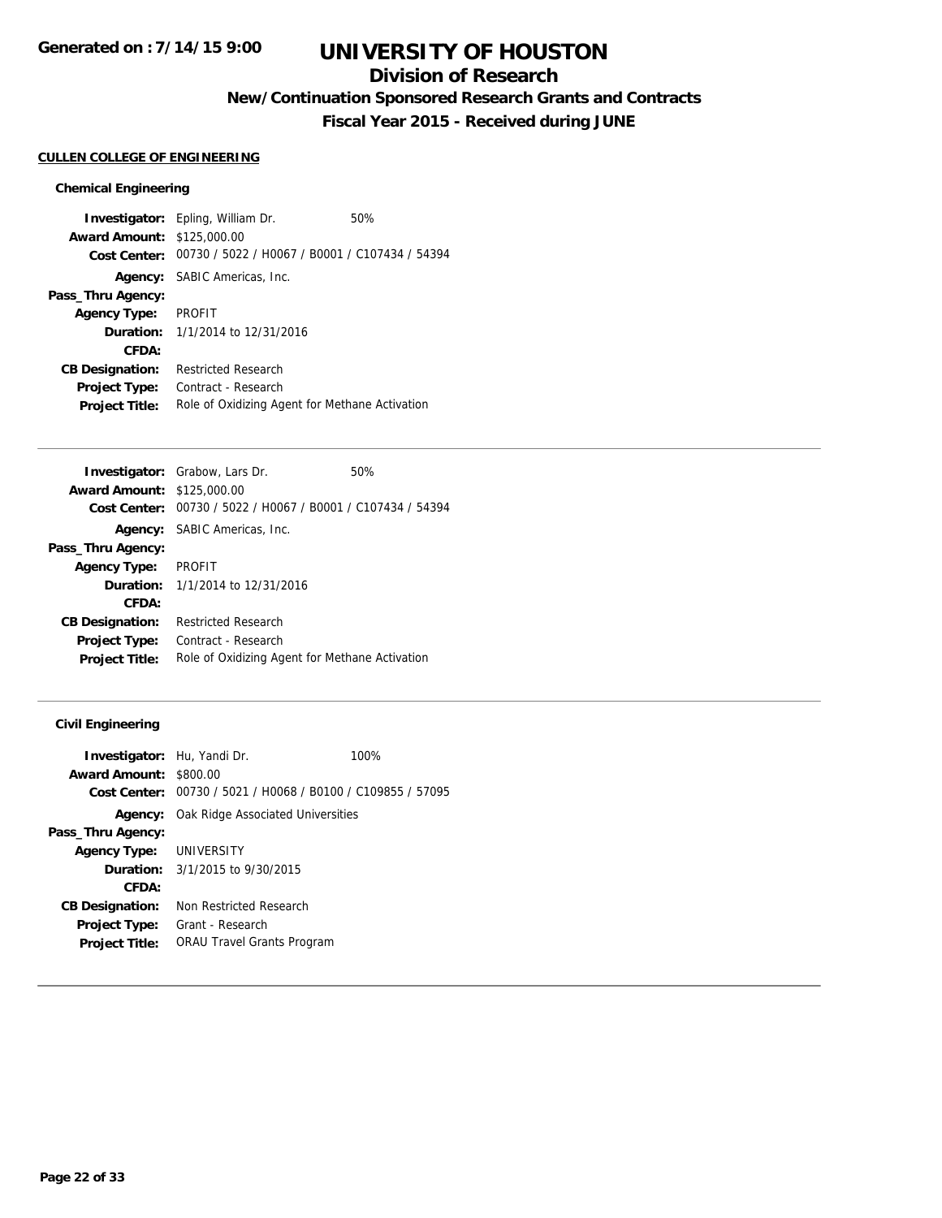# UNIVERSITY OF HOUSTON

## Division of Research

### New/Continuation Sponsored Research Grants and Contracts

### Fiscal Year 2015 - Received during JUNE

**CULLEN COLLEGE OF ENGINEERING**

#### Chemical Engineering

**Investigator:** Epling, William Dr. 50%
**Award Amount:** $125,000.00
**Cost Center:** 00730 / 5022 / H0067 / B0001 / C107434 / 54394
**Agency:** SABIC Americas, Inc.
**Pass_Thru Agency:**
**Agency Type:** PROFIT
**Duration:** 1/1/2014 to 12/31/2016
**CFDA:**
**CB Designation:** Restricted Research
**Project Type:** Contract - Research
**Project Title:** Role of Oxidizing Agent for Methane Activation

---

**Investigator:** Grabow, Lars Dr. 50%
**Award Amount:** $125,000.00
**Cost Center:** 00730 / 5022 / H0067 / B0001 / C107434 / 54394
**Agency:** SABIC Americas, Inc.
**Pass_Thru Agency:**
**Agency Type:** PROFIT
**Duration:** 1/1/2014 to 12/31/2016
**CFDA:**
**CB Designation:** Restricted Research
**Project Type:** Contract - Research
**Project Title:** Role of Oxidizing Agent for Methane Activation

---

#### Civil Engineering

**Investigator:** Hu, Yandi Dr. 100%
**Award Amount:** $800.00
**Cost Center:** 00730 / 5021 / H0068 / B0100 / C109855 / 57095
**Agency:** Oak Ridge Associated Universities
**Pass_Thru Agency:**
**Agency Type:** UNIVERSITY
**Duration:** 3/1/2015 to 9/30/2015
**CFDA:**
**CB Designation:** Non Restricted Research
**Project Type:** Grant - Research
**Project Title:** ORAU Travel Grants Program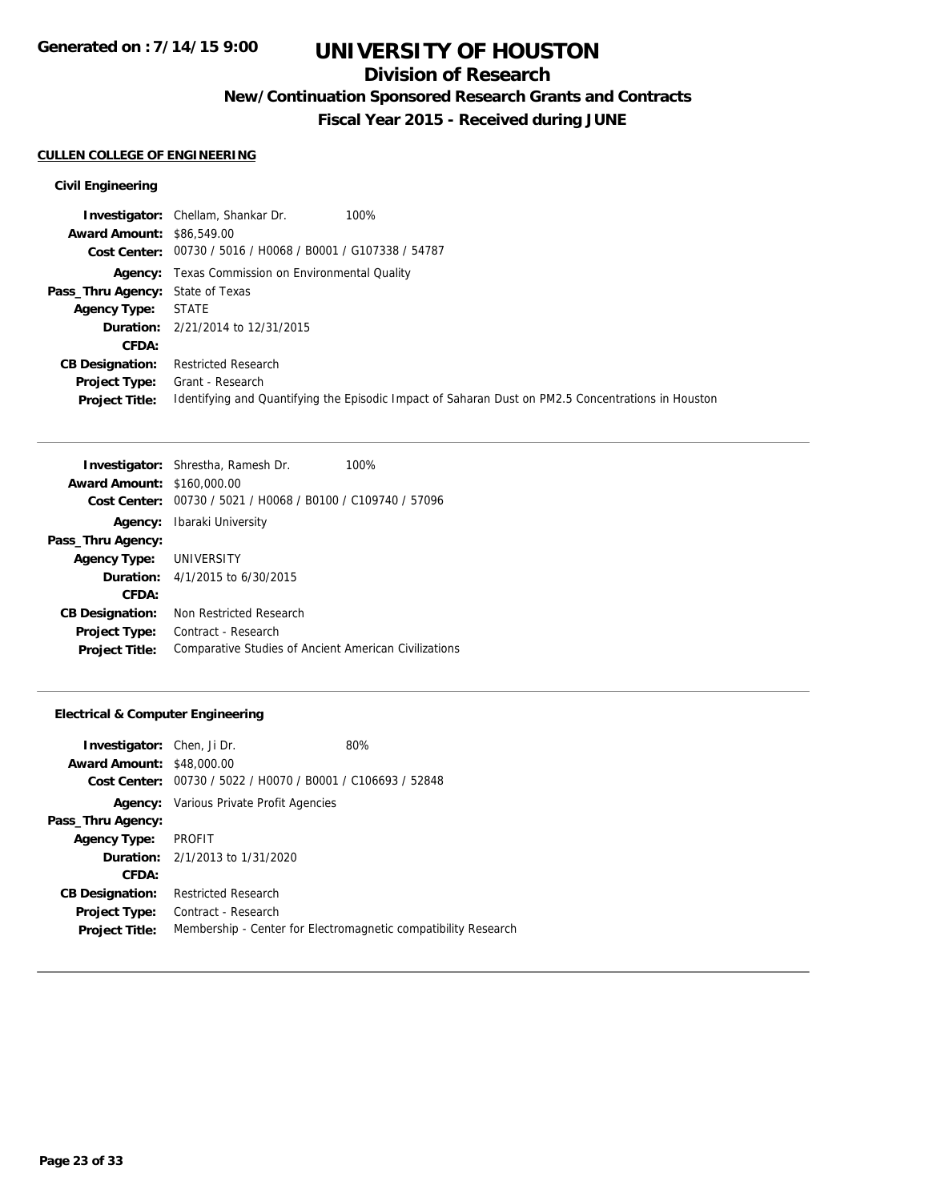# UNIVERSITY OF HOUSTON

## Division of Research

### New/Continuation Sponsored Research Grants and Contracts

### Fiscal Year 2015 - Received during JUNE

Generated on : 7/14/15 9:00

**CULLEN COLLEGE OF ENGINEERING**

#### Civil Engineering

**Investigator:** Chellam, Shankar Dr. 100%
**Award Amount:** $86,549.00
**Cost Center:** 00730 / 5016 / H0068 / B0001 / G107338 / 54787
**Agency:** Texas Commission on Environmental Quality
**Pass_Thru Agency:** State of Texas
**Agency Type:** STATE
**Duration:** 2/21/2014 to 12/31/2015
**CFDA:**
**CB Designation:** Restricted Research
**Project Type:** Grant - Research
**Project Title:** Identifying and Quantifying the Episodic Impact of Saharan Dust on PM2.5 Concentrations in Houston

---

**Investigator:** Shrestha, Ramesh Dr. 100%
**Award Amount:** $160,000.00
**Cost Center:** 00730 / 5021 / H0068 / B0100 / C109740 / 57096
**Agency:** Ibaraki University
**Pass_Thru Agency:**
**Agency Type:** UNIVERSITY
**Duration:** 4/1/2015 to 6/30/2015
**CFDA:**
**CB Designation:** Non Restricted Research
**Project Type:** Contract - Research
**Project Title:** Comparative Studies of Ancient American Civilizations

---

#### Electrical & Computer Engineering

**Investigator:** Chen, Ji Dr. 80%
**Award Amount:** $48,000.00
**Cost Center:** 00730 / 5022 / H0070 / B0001 / C106693 / 52848
**Agency:** Various Private Profit Agencies
**Pass_Thru Agency:**
**Agency Type:** PROFIT
**Duration:** 2/1/2013 to 1/31/2020
**CFDA:**
**CB Designation:** Restricted Research
**Project Type:** Contract - Research
**Project Title:** Membership - Center for Electromagnetic compatibility Research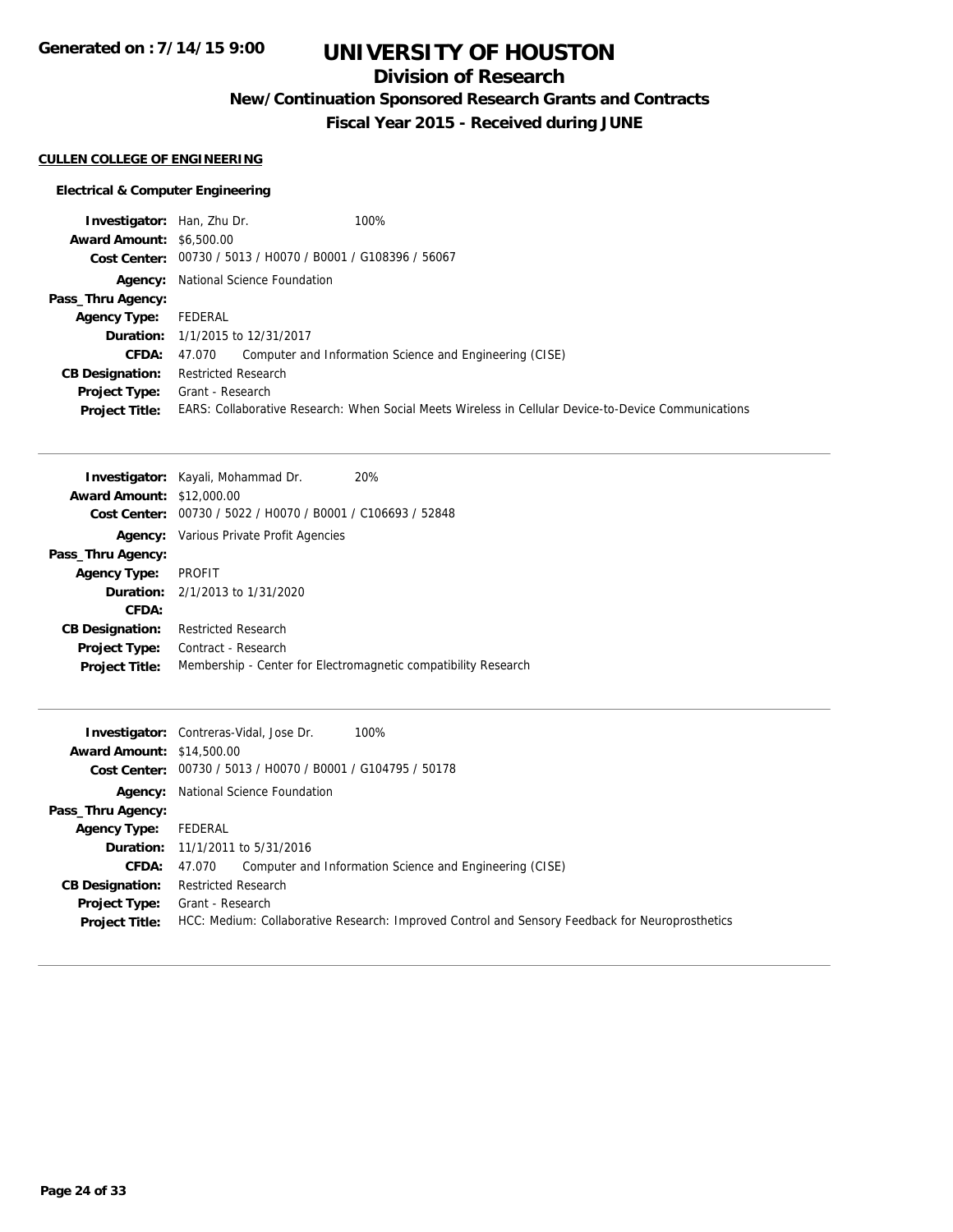# UNIVERSITY OF HOUSTON

## Division of Research

### New/Continuation Sponsored Research Grants and Contracts

### Fiscal Year 2015 - Received during JUNE

**CULLEN COLLEGE OF ENGINEERING**

**Electrical & Computer Engineering**

| | |
|---|---|
| **Investigator:** | Han, Zhu Dr. 100% |
| **Award Amount:** | $6,500.00 |
| **Cost Center:** | 00730 / 5013 / H0070 / B0001 / G108396 / 56067 |
| **Agency:** | National Science Foundation |
| **Pass_Thru Agency:** | |
| **Agency Type:** | FEDERAL |
| **Duration:** | 1/1/2015 to 12/31/2017 |
| **CFDA:** | 47.070 Computer and Information Science and Engineering (CISE) |
| **CB Designation:** | Restricted Research |
| **Project Type:** | Grant - Research |
| **Project Title:** | EARS: Collaborative Research: When Social Meets Wireless in Cellular Device-to-Device Communications |

---

| | |
|---|---|
| **Investigator:** | Kayali, Mohammad Dr. 20% |
| **Award Amount:** | $12,000.00 |
| **Cost Center:** | 00730 / 5022 / H0070 / B0001 / C106693 / 52848 |
| **Agency:** | Various Private Profit Agencies |
| **Pass_Thru Agency:** | |
| **Agency Type:** | PROFIT |
| **Duration:** | 2/1/2013 to 1/31/2020 |
| **CFDA:** | |
| **CB Designation:** | Restricted Research |
| **Project Type:** | Contract - Research |
| **Project Title:** | Membership - Center for Electromagnetic compatibility Research |

---

| | |
|---|---|
| **Investigator:** | Contreras-Vidal, Jose Dr. 100% |
| **Award Amount:** | $14,500.00 |
| **Cost Center:** | 00730 / 5013 / H0070 / B0001 / G104795 / 50178 |
| **Agency:** | National Science Foundation |
| **Pass_Thru Agency:** | |
| **Agency Type:** | FEDERAL |
| **Duration:** | 11/1/2011 to 5/31/2016 |
| **CFDA:** | 47.070 Computer and Information Science and Engineering (CISE) |
| **CB Designation:** | Restricted Research |
| **Project Type:** | Grant - Research |
| **Project Title:** | HCC: Medium: Collaborative Research: Improved Control and Sensory Feedback for Neuroprosthetics |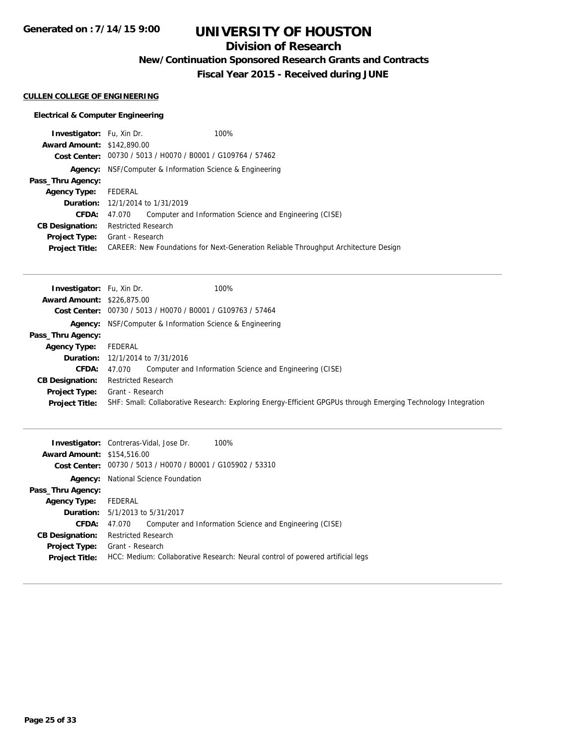# UNIVERSITY OF HOUSTON

## Division of Research

### New/Continuation Sponsored Research Grants and Contracts

### Fiscal Year 2015 - Received during JUNE

**CULLEN COLLEGE OF ENGINEERING**

**Electrical & Computer Engineering**

**Investigator:** Fu, Xin Dr. 100%
**Award Amount:** $142,890.00
**Cost Center:** 00730 / 5013 / H0070 / B0001 / G109764 / 57462
**Agency:** NSF/Computer & Information Science & Engineering
**Pass_Thru Agency:**
**Agency Type:** FEDERAL
**Duration:** 12/1/2014 to 1/31/2019
**CFDA:** 47.070 Computer and Information Science and Engineering (CISE)
**CB Designation:** Restricted Research
**Project Type:** Grant - Research
**Project Title:** CAREER: New Foundations for Next-Generation Reliable Throughput Architecture Design

---

**Investigator:** Fu, Xin Dr. 100%
**Award Amount:** $226,875.00
**Cost Center:** 00730 / 5013 / H0070 / B0001 / G109763 / 57464
**Agency:** NSF/Computer & Information Science & Engineering
**Pass_Thru Agency:**
**Agency Type:** FEDERAL
**Duration:** 12/1/2014 to 7/31/2016
**CFDA:** 47.070 Computer and Information Science and Engineering (CISE)
**CB Designation:** Restricted Research
**Project Type:** Grant - Research
**Project Title:** SHF: Small: Collaborative Research: Exploring Energy-Efficient GPGPUs through Emerging Technology Integration

---

**Investigator:** Contreras-Vidal, Jose Dr. 100%
**Award Amount:** $154,516.00
**Cost Center:** 00730 / 5013 / H0070 / B0001 / G105902 / 53310
**Agency:** National Science Foundation
**Pass_Thru Agency:**
**Agency Type:** FEDERAL
**Duration:** 5/1/2013 to 5/31/2017
**CFDA:** 47.070 Computer and Information Science and Engineering (CISE)
**CB Designation:** Restricted Research
**Project Type:** Grant - Research
**Project Title:** HCC: Medium: Collaborative Research: Neural control of powered artificial legs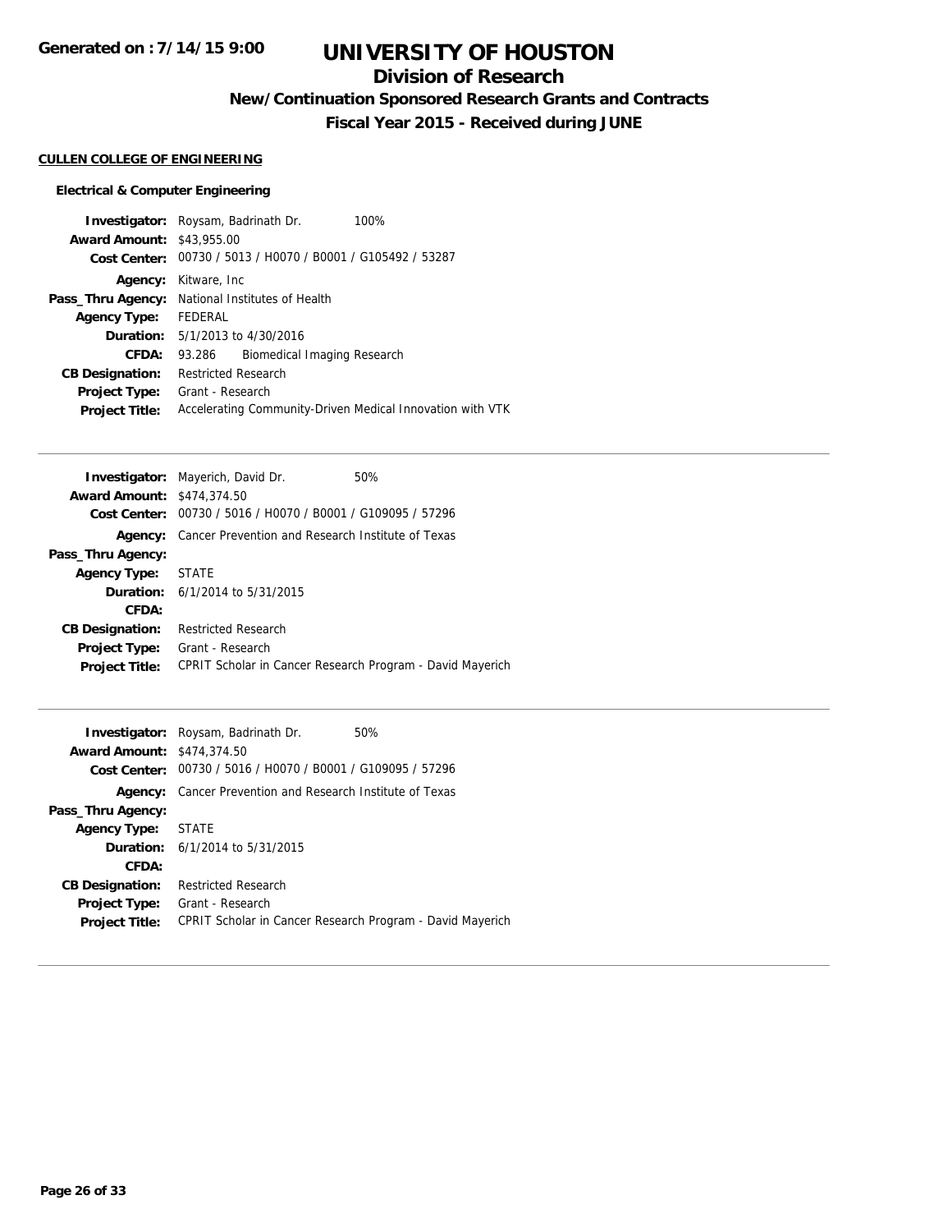# UNIVERSITY OF HOUSTON

## Division of Research

### New/Continuation Sponsored Research Grants and Contracts

### Fiscal Year 2015 - Received during JUNE

**CULLEN COLLEGE OF ENGINEERING**

**Electrical & Computer Engineering**

**Investigator:** Roysam, Badrinath Dr. 100%
**Award Amount:** $43,955.00
**Cost Center:** 00730 / 5013 / H0070 / B0001 / G105492 / 53287
**Agency:** Kitware, Inc
**Pass_Thru Agency:** National Institutes of Health
**Agency Type:** FEDERAL
**Duration:** 5/1/2013 to 4/30/2016
**CFDA:** 93.286 Biomedical Imaging Research
**CB Designation:** Restricted Research
**Project Type:** Grant - Research
**Project Title:** Accelerating Community-Driven Medical Innovation with VTK

---

**Investigator:** Mayerich, David Dr. 50%
**Award Amount:** $474,374.50
**Cost Center:** 00730 / 5016 / H0070 / B0001 / G109095 / 57296
**Agency:** Cancer Prevention and Research Institute of Texas
**Pass_Thru Agency:**
**Agency Type:** STATE
**Duration:** 6/1/2014 to 5/31/2015
**CFDA:**
**CB Designation:** Restricted Research
**Project Type:** Grant - Research
**Project Title:** CPRIT Scholar in Cancer Research Program - David Mayerich

---

**Investigator:** Roysam, Badrinath Dr. 50%
**Award Amount:** $474,374.50
**Cost Center:** 00730 / 5016 / H0070 / B0001 / G109095 / 57296
**Agency:** Cancer Prevention and Research Institute of Texas
**Pass_Thru Agency:**
**Agency Type:** STATE
**Duration:** 6/1/2014 to 5/31/2015
**CFDA:**
**CB Designation:** Restricted Research
**Project Type:** Grant - Research
**Project Title:** CPRIT Scholar in Cancer Research Program - David Mayerich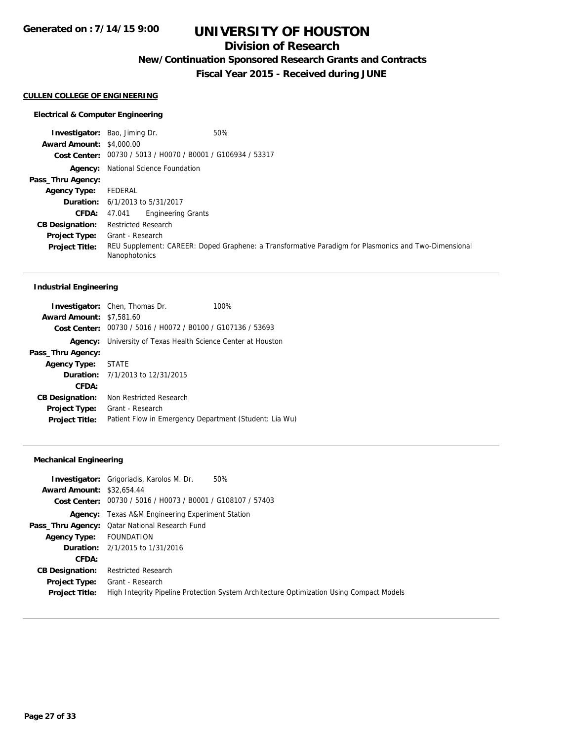# UNIVERSITY OF HOUSTON

## Division of Research

### New/Continuation Sponsored Research Grants and Contracts

### Fiscal Year 2015 - Received during JUNE

Generated on : 7/14/15 9:00

**CULLEN COLLEGE OF ENGINEERING**

#### Electrical & Computer Engineering

**Investigator:** Bao, Jiming Dr. 50%
**Award Amount:** $4,000.00
**Cost Center:** 00730 / 5013 / H0070 / B0001 / G106934 / 53317
**Agency:** National Science Foundation
**Pass_Thru Agency:**
**Agency Type:** FEDERAL
**Duration:** 6/1/2013 to 5/31/2017
**CFDA:** 47.041 Engineering Grants
**CB Designation:** Restricted Research
**Project Type:** Grant - Research
**Project Title:** REU Supplement: CAREER: Doped Graphene: a Transformative Paradigm for Plasmonics and Two-Dimensional Nanophotonics

---

#### Industrial Engineering

**Investigator:** Chen, Thomas Dr. 100%
**Award Amount:** $7,581.60
**Cost Center:** 00730 / 5016 / H0072 / B0100 / G107136 / 53693
**Agency:** University of Texas Health Science Center at Houston
**Pass_Thru Agency:**
**Agency Type:** STATE
**Duration:** 7/1/2013 to 12/31/2015
**CFDA:**
**CB Designation:** Non Restricted Research
**Project Type:** Grant - Research
**Project Title:** Patient Flow in Emergency Department (Student: Lia Wu)

---

#### Mechanical Engineering

**Investigator:** Grigoriadis, Karolos M. Dr. 50%
**Award Amount:** $32,654.44
**Cost Center:** 00730 / 5016 / H0073 / B0001 / G108107 / 57403
**Agency:** Texas A&M Engineering Experiment Station
**Pass_Thru Agency:** Qatar National Research Fund
**Agency Type:** FOUNDATION
**Duration:** 2/1/2015 to 1/31/2016
**CFDA:**
**CB Designation:** Restricted Research
**Project Type:** Grant - Research
**Project Title:** High Integrity Pipeline Protection System Architecture Optimization Using Compact Models

---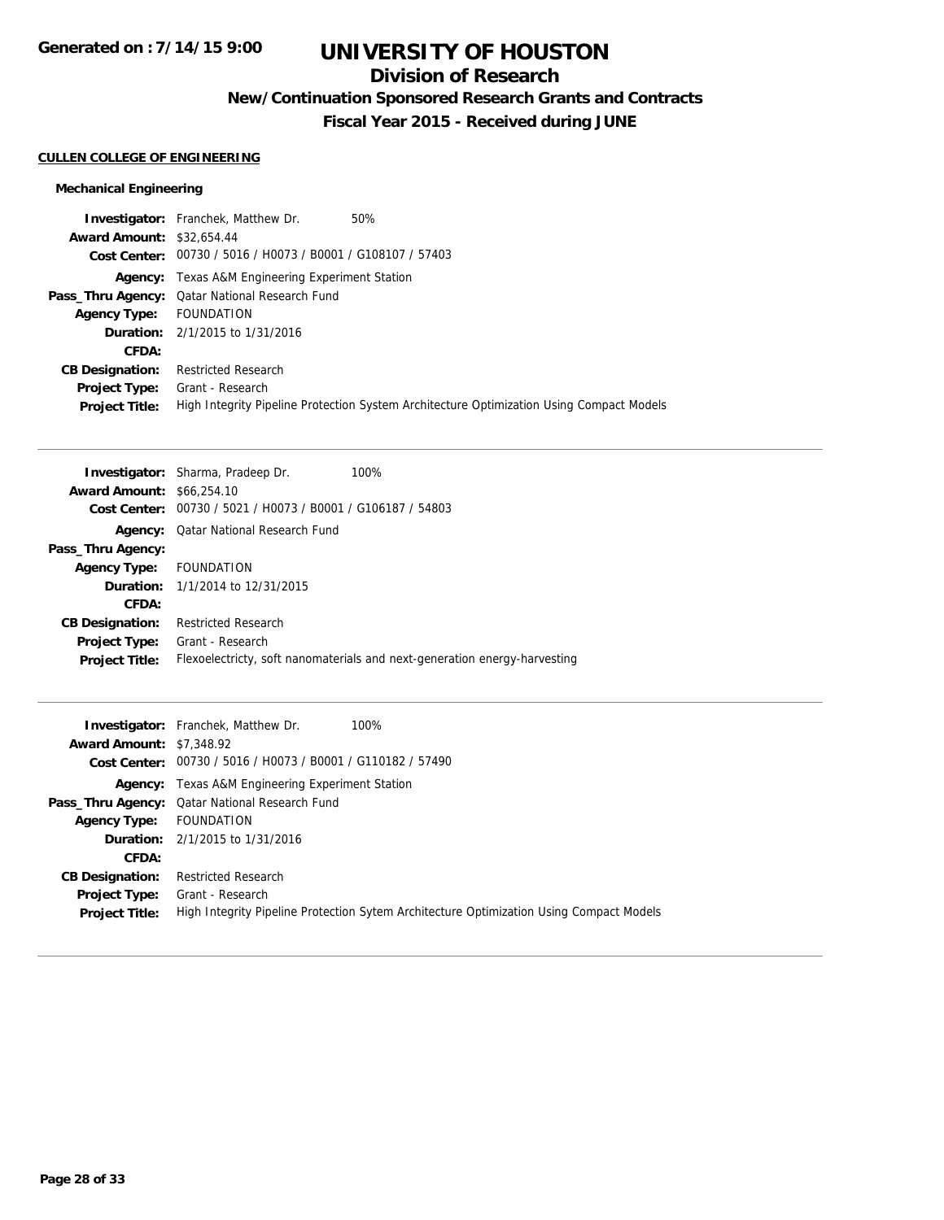# UNIVERSITY OF HOUSTON

## Division of Research

### New/Continuation Sponsored Research Grants and Contracts

### Fiscal Year 2015 - Received during JUNE

**CULLEN COLLEGE OF ENGINEERING**

#### Mechanical Engineering

**Investigator:** Franchek, Matthew Dr. 50%
**Award Amount:** $32,654.44
**Cost Center:** 00730 / 5016 / H0073 / B0001 / G108107 / 57403
**Agency:** Texas A&M Engineering Experiment Station
**Pass_Thru Agency:** Qatar National Research Fund
**Agency Type:** FOUNDATION
**Duration:** 2/1/2015 to 1/31/2016
**CFDA:**
**CB Designation:** Restricted Research
**Project Type:** Grant - Research
**Project Title:** High Integrity Pipeline Protection System Architecture Optimization Using Compact Models

---

**Investigator:** Sharma, Pradeep Dr. 100%
**Award Amount:** $66,254.10
**Cost Center:** 00730 / 5021 / H0073 / B0001 / G106187 / 54803
**Agency:** Qatar National Research Fund
**Pass_Thru Agency:**
**Agency Type:** FOUNDATION
**Duration:** 1/1/2014 to 12/31/2015
**CFDA:**
**CB Designation:** Restricted Research
**Project Type:** Grant - Research
**Project Title:** Flexoelectricty, soft nanomaterials and next-generation energy-harvesting

---

**Investigator:** Franchek, Matthew Dr. 100%
**Award Amount:** $7,348.92
**Cost Center:** 00730 / 5016 / H0073 / B0001 / G110182 / 57490
**Agency:** Texas A&M Engineering Experiment Station
**Pass_Thru Agency:** Qatar National Research Fund
**Agency Type:** FOUNDATION
**Duration:** 2/1/2015 to 1/31/2016
**CFDA:**
**CB Designation:** Restricted Research
**Project Type:** Grant - Research
**Project Title:** High Integrity Pipeline Protection Sytem Architecture Optimization Using Compact Models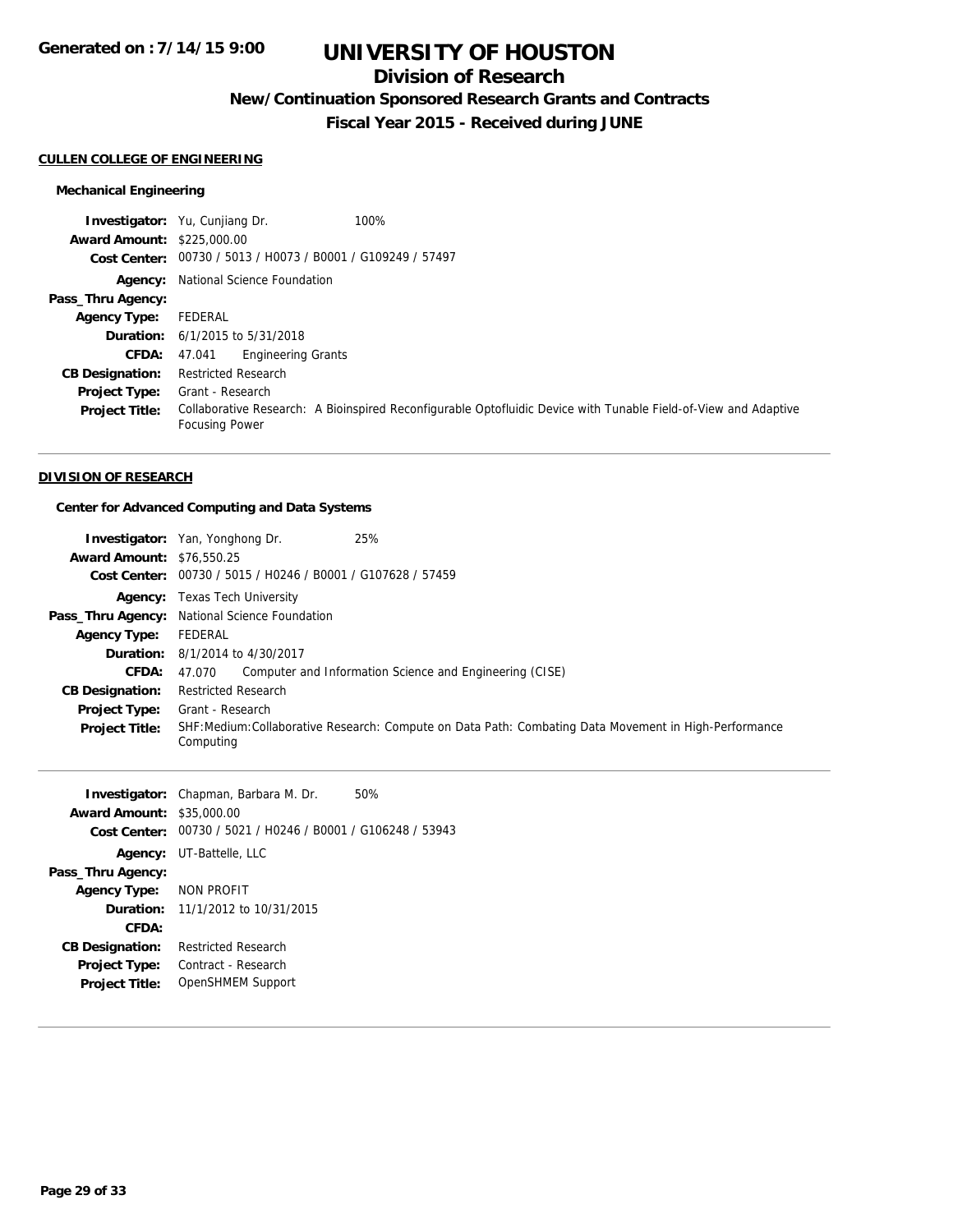# UNIVERSITY OF HOUSTON

## Division of Research

### New/Continuation Sponsored Research Grants and Contracts

### Fiscal Year 2015 - Received during JUNE

Generated on : 7/14/15 9:00

**CULLEN COLLEGE OF ENGINEERING**

**Mechanical Engineering**

**Investigator:** Yu, Cunjiang Dr. 100%
**Award Amount:** $225,000.00
**Cost Center:** 00730 / 5013 / H0073 / B0001 / G109249 / 57497
**Agency:** National Science Foundation
**Pass_Thru Agency:**
**Agency Type:** FEDERAL
**Duration:** 6/1/2015 to 5/31/2018
**CFDA:** 47.041 Engineering Grants
**CB Designation:** Restricted Research
**Project Type:** Grant - Research
**Project Title:** Collaborative Research: A Bioinspired Reconfigurable Optofluidic Device with Tunable Field-of-View and Adaptive Focusing Power

---

**DIVISION OF RESEARCH**

**Center for Advanced Computing and Data Systems**

**Investigator:** Yan, Yonghong Dr. 25%
**Award Amount:** $76,550.25
**Cost Center:** 00730 / 5015 / H0246 / B0001 / G107628 / 57459
**Agency:** Texas Tech University
**Pass_Thru Agency:** National Science Foundation
**Agency Type:** FEDERAL
**Duration:** 8/1/2014 to 4/30/2017
**CFDA:** 47.070 Computer and Information Science and Engineering (CISE)
**CB Designation:** Restricted Research
**Project Type:** Grant - Research
**Project Title:** SHF:Medium:Collaborative Research: Compute on Data Path: Combating Data Movement in High-Performance Computing

---

**Investigator:** Chapman, Barbara M. Dr. 50%
**Award Amount:** $35,000.00
**Cost Center:** 00730 / 5021 / H0246 / B0001 / G106248 / 53943
**Agency:** UT-Battelle, LLC
**Pass_Thru Agency:**
**Agency Type:** NON PROFIT
**Duration:** 11/1/2012 to 10/31/2015
**CFDA:**
**CB Designation:** Restricted Research
**Project Type:** Contract - Research
**Project Title:** OpenSHMEM Support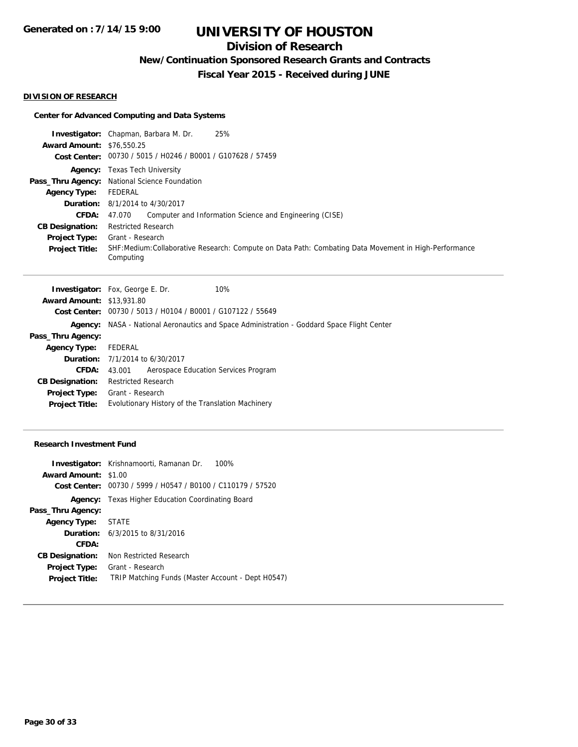**DIVISION OF RESEARCH**

**Center for Advanced Computing and Data Systems**

| | |
|---|---|
| **Investigator:** | Chapman, Barbara M. Dr. 25% |
| **Award Amount:** | $76,550.25 |
| **Cost Center:** | 00730 / 5015 / H0246 / B0001 / G107628 / 57459 |
| **Agency:** | Texas Tech University |
| **Pass_Thru Agency:** | National Science Foundation |
| **Agency Type:** | FEDERAL |
| **Duration:** | 8/1/2014 to 4/30/2017 |
| **CFDA:** | 47.070 Computer and Information Science and Engineering (CISE) |
| **CB Designation:** | Restricted Research |
| **Project Type:** | Grant - Research |
| **Project Title:** | SHF:Medium:Collaborative Research: Compute on Data Path: Combating Data Movement in High-Performance Computing |

| | |
|---|---|
| **Investigator:** | Fox, George E. Dr. 10% |
| **Award Amount:** | $13,931.80 |
| **Cost Center:** | 00730 / 5013 / H0104 / B0001 / G107122 / 55649 |
| **Agency:** | NASA - National Aeronautics and Space Administration - Goddard Space Flight Center |
| **Pass_Thru Agency:** | |
| **Agency Type:** | FEDERAL |
| **Duration:** | 7/1/2014 to 6/30/2017 |
| **CFDA:** | 43.001 Aerospace Education Services Program |
| **CB Designation:** | Restricted Research |
| **Project Type:** | Grant - Research |
| **Project Title:** | Evolutionary History of the Translation Machinery |

**Research Investment Fund**

| | |
|---|---|
| **Investigator:** | Krishnamoorti, Ramanan Dr. 100% |
| **Award Amount:** | $1.00 |
| **Cost Center:** | 00730 / 5999 / H0547 / B0100 / C110179 / 57520 |
| **Agency:** | Texas Higher Education Coordinating Board |
| **Pass_Thru Agency:** | |
| **Agency Type:** | STATE |
| **Duration:** | 6/3/2015 to 8/31/2016 |
| **CFDA:** | |
| **CB Designation:** | Non Restricted Research |
| **Project Type:** | Grant - Research |
| **Project Title:** | TRIP Matching Funds (Master Account - Dept H0547) |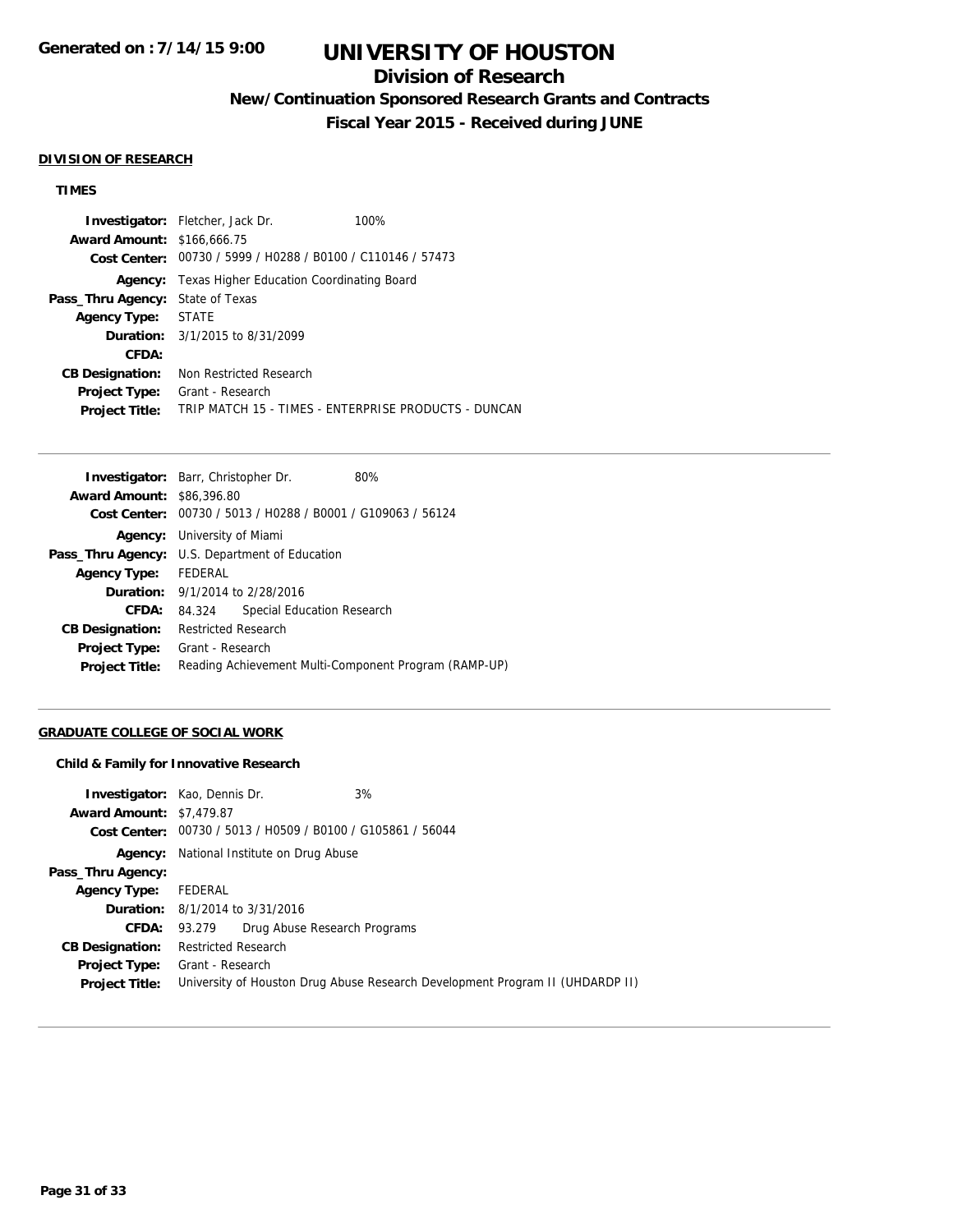# UNIVERSITY OF HOUSTON

## Division of Research

### New/Continuation Sponsored Research Grants and Contracts

### Fiscal Year 2015 - Received during JUNE

**DIVISION OF RESEARCH**

**TIMES**

**Investigator:** Fletcher, Jack Dr. 100%
**Award Amount:** $166,666.75
**Cost Center:** 00730 / 5999 / H0288 / B0100 / C110146 / 57473
**Agency:** Texas Higher Education Coordinating Board
**Pass_Thru Agency:** State of Texas
**Agency Type:** STATE
**Duration:** 3/1/2015 to 8/31/2099
**CFDA:**
**CB Designation:** Non Restricted Research
**Project Type:** Grant - Research
**Project Title:** TRIP MATCH 15 - TIMES - ENTERPRISE PRODUCTS - DUNCAN

---

**Investigator:** Barr, Christopher Dr. 80%
**Award Amount:** $86,396.80
**Cost Center:** 00730 / 5013 / H0288 / B0001 / G109063 / 56124
**Agency:** University of Miami
**Pass_Thru Agency:** U.S. Department of Education
**Agency Type:** FEDERAL
**Duration:** 9/1/2014 to 2/28/2016
**CFDA:** 84.324 Special Education Research
**CB Designation:** Restricted Research
**Project Type:** Grant - Research
**Project Title:** Reading Achievement Multi-Component Program (RAMP-UP)

---

**GRADUATE COLLEGE OF SOCIAL WORK**

**Child & Family for Innovative Research**

**Investigator:** Kao, Dennis Dr. 3%
**Award Amount:** $7,479.87
**Cost Center:** 00730 / 5013 / H0509 / B0100 / G105861 / 56044
**Agency:** National Institute on Drug Abuse
**Pass_Thru Agency:**
**Agency Type:** FEDERAL
**Duration:** 8/1/2014 to 3/31/2016
**CFDA:** 93.279 Drug Abuse Research Programs
**CB Designation:** Restricted Research
**Project Type:** Grant - Research
**Project Title:** University of Houston Drug Abuse Research Development Program II (UHDARDP II)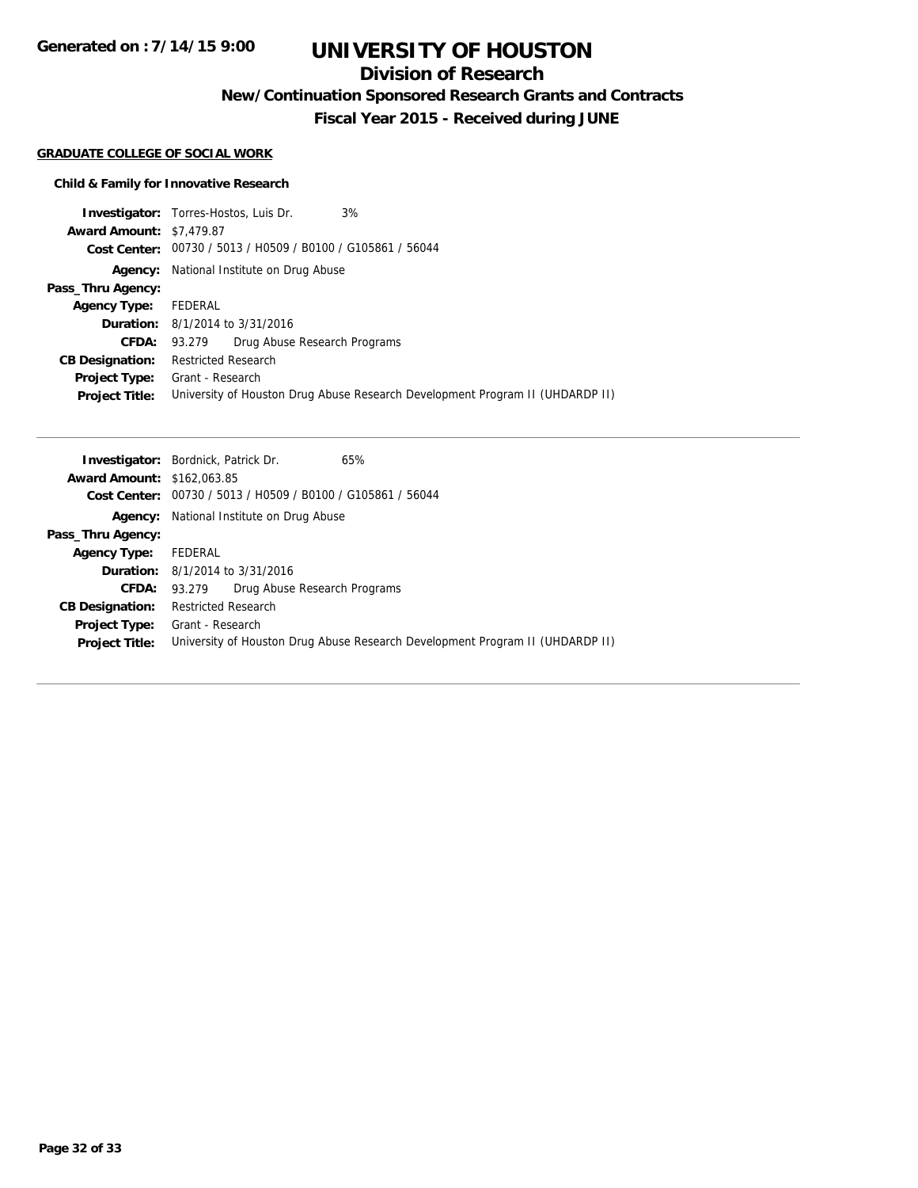# UNIVERSITY OF HOUSTON

## Division of Research

### New/Continuation Sponsored Research Grants and Contracts

### Fiscal Year 2015 - Received during JUNE

Generated on : 7/14/15 9:00

**GRADUATE COLLEGE OF SOCIAL WORK**

**Child & Family for Innovative Research**

**Investigator:** Torres-Hostos, Luis Dr. 3%
**Award Amount:** $7,479.87
**Cost Center:** 00730 / 5013 / H0509 / B0100 / G105861 / 56044
**Agency:** National Institute on Drug Abuse
**Pass_Thru Agency:**
**Agency Type:** FEDERAL
**Duration:** 8/1/2014 to 3/31/2016
**CFDA:** 93.279 Drug Abuse Research Programs
**CB Designation:** Restricted Research
**Project Type:** Grant - Research
**Project Title:** University of Houston Drug Abuse Research Development Program II (UHDARDP II)

---

**Investigator:** Bordnick, Patrick Dr. 65%
**Award Amount:** $162,063.85
**Cost Center:** 00730 / 5013 / H0509 / B0100 / G105861 / 56044
**Agency:** National Institute on Drug Abuse
**Pass_Thru Agency:**
**Agency Type:** FEDERAL
**Duration:** 8/1/2014 to 3/31/2016
**CFDA:** 93.279 Drug Abuse Research Programs
**CB Designation:** Restricted Research
**Project Type:** Grant - Research
**Project Title:** University of Houston Drug Abuse Research Development Program II (UHDARDP II)

---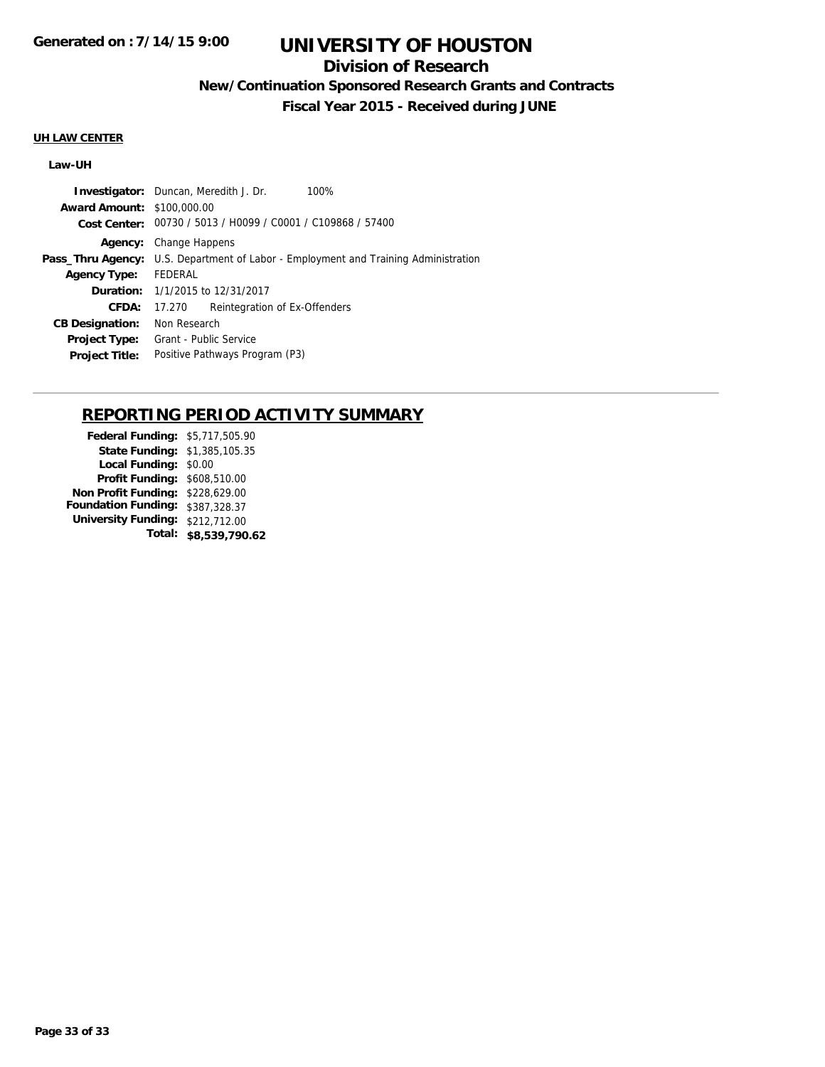# UNIVERSITY OF HOUSTON

## Division of Research

### New/Continuation Sponsored Research Grants and Contracts

### Fiscal Year 2015 - Received during JUNE

**UH LAW CENTER**

**Law-UH**

**Investigator:** Duncan, Meredith J. Dr. 100%
**Award Amount:** $100,000.00
**Cost Center:** 00730 / 5013 / H0099 / C0001 / C109868 / 57400
**Agency:** Change Happens
**Pass_Thru Agency:** U.S. Department of Labor - Employment and Training Administration
**Agency Type:** FEDERAL
**Duration:** 1/1/2015 to 12/31/2017
**CFDA:** 17.270 Reintegration of Ex-Offenders
**CB Designation:** Non Research
**Project Type:** Grant - Public Service
**Project Title:** Positive Pathways Program (P3)

## REPORTING PERIOD ACTIVITY SUMMARY

**Federal Funding:** $5,717,505.90
**State Funding:** $1,385,105.35
**Local Funding:** $0.00
**Profit Funding:** $608,510.00
**Non Profit Funding:** $228,629.00
**Foundation Funding:** $387,328.37
**University Funding:** $212,712.00
**Total:** **$8,539,790.62**